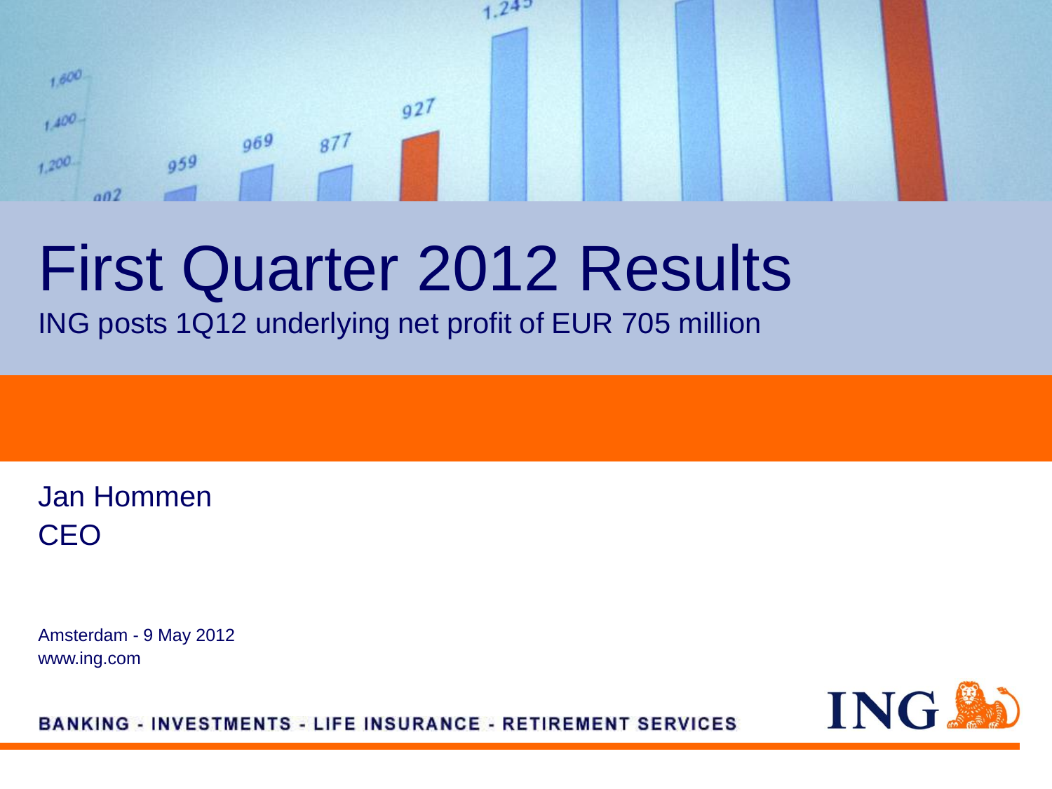# First Quarter 2012 Results

ING posts 1Q12 underlying net profit of EUR 705 million

Jan Hommen
CEO

Amsterdam - 9 May 2012
www.ing.com

BANKING - INVESTMENTS - LIFE INSURANCE - RETIREMENT SERVICES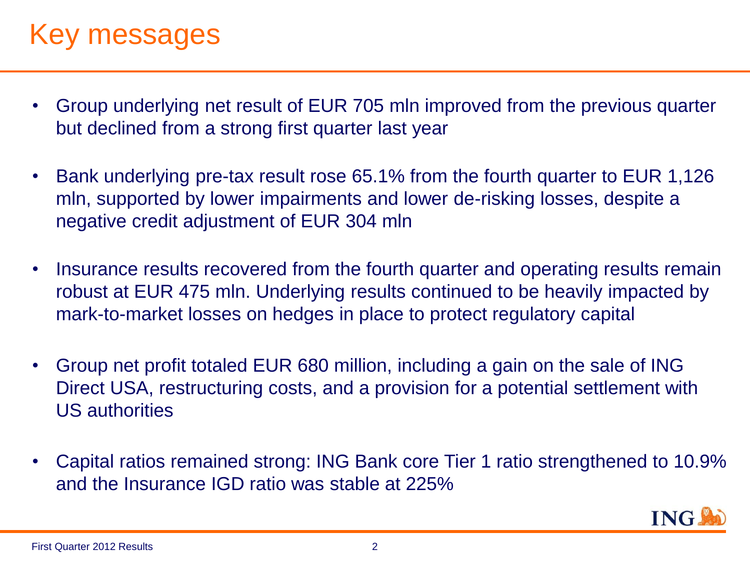# Key messages

- Group underlying net result of EUR 705 mln improved from the previous quarter but declined from a strong first quarter last year
- Bank underlying pre-tax result rose 65.1% from the fourth quarter to EUR 1,126 mln, supported by lower impairments and lower de-risking losses, despite a negative credit adjustment of EUR 304 mln
- Insurance results recovered from the fourth quarter and operating results remain robust at EUR 475 mln. Underlying results continued to be heavily impacted by mark-to-market losses on hedges in place to protect regulatory capital
- Group net profit totaled EUR 680 million, including a gain on the sale of ING Direct USA, restructuring costs, and a provision for a potential settlement with US authorities
- Capital ratios remained strong: ING Bank core Tier 1 ratio strengthened to 10.9% and the Insurance IGD ratio was stable at 225%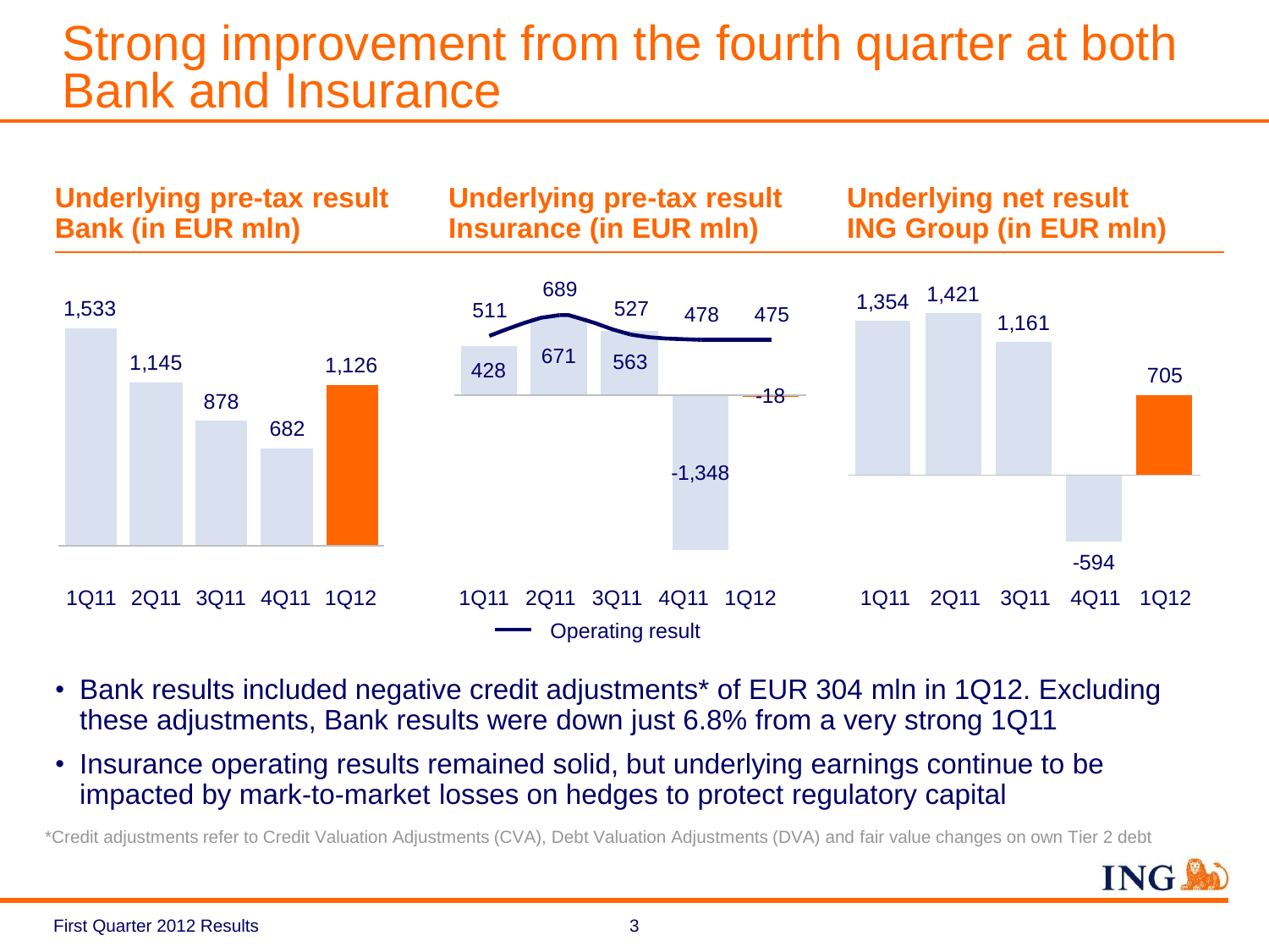# Strong improvement from the fourth quarter at both Bank and Insurance

### Underlying pre-tax result Bank (in EUR mln)

| 1Q11 | 2Q11 | 3Q11 | 4Q11 | 1Q12 |
|---|---|---|---|---|
| 1,533 | 1,145 | 878 | 682 | 1,126 |

### Underlying pre-tax result Insurance (in EUR mln)

| | 1Q11 | 2Q11 | 3Q11 | 4Q11 | 1Q12 |
|---|---|---|---|---|---|
| Underlying pre-tax result | 428 | 671 | 563 | -1,348 | -18 |
| Operating result | 511 | 689 | 527 | 478 | 475 |

### Underlying net result ING Group (in EUR mln)

| 1Q11 | 2Q11 | 3Q11 | 4Q11 | 1Q12 |
|---|---|---|---|---|
| 1,354 | 1,421 | 1,161 | -594 | 705 |

- Bank results included negative credit adjustments* of EUR 304 mln in 1Q12. Excluding these adjustments, Bank results were down just 6.8% from a very strong 1Q11
- Insurance operating results remained solid, but underlying earnings continue to be impacted by mark-to-market losses on hedges to protect regulatory capital

*Credit adjustments refer to Credit Valuation Adjustments (CVA), Debt Valuation Adjustments (DVA) and fair value changes on own Tier 2 debt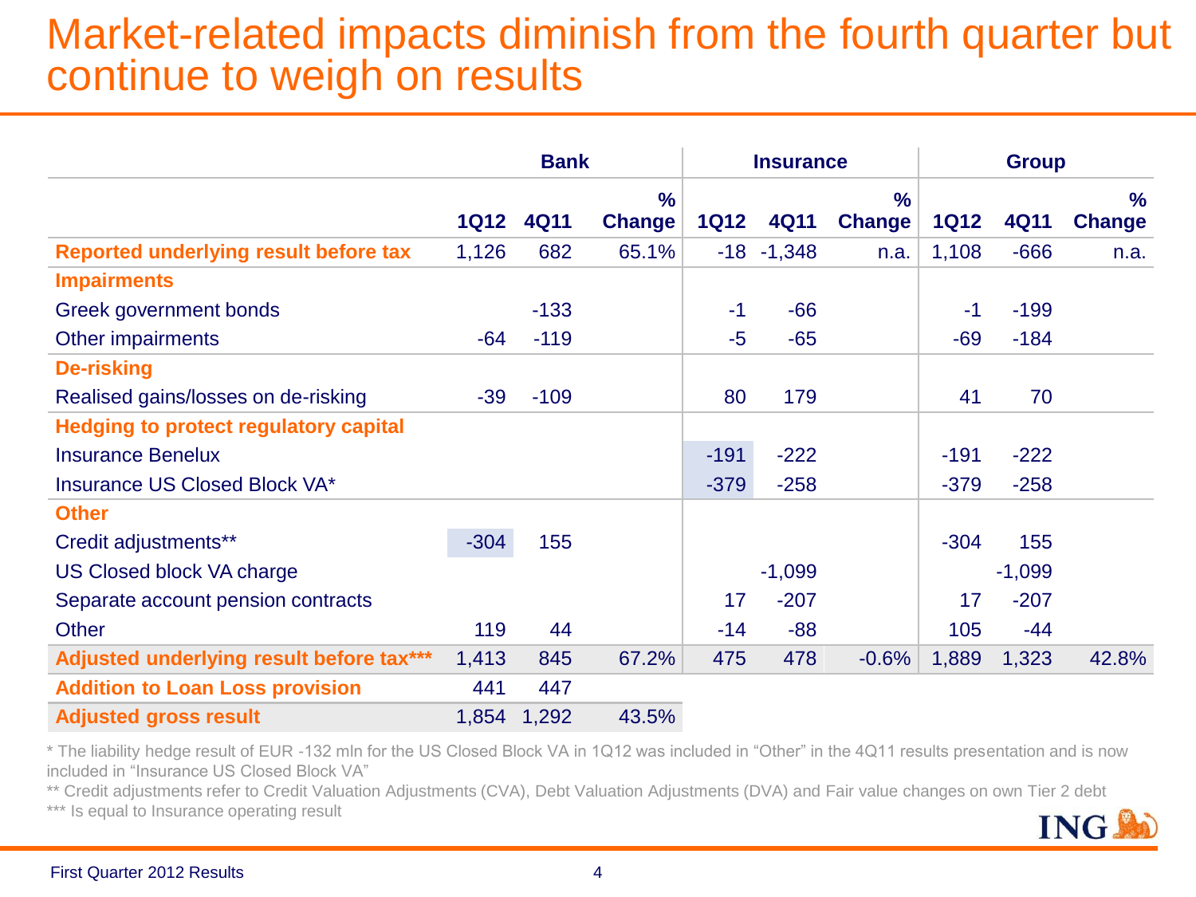# Market-related impacts diminish from the fourth quarter but continue to weigh on results

| | Bank | | | Insurance | | | Group | | |
|---|---|---|---|---|---|---|---|---|---|
| | 1Q12 | 4Q11 | % Change | 1Q12 | 4Q11 | % Change | 1Q12 | 4Q11 | % Change |
| **Reported underlying result before tax** | 1,126 | 682 | 65.1% | -18 | -1,348 | n.a. | 1,108 | -666 | n.a. |
| **Impairments** | | | | | | | | | |
| Greek government bonds | | -133 | | -1 | -66 | | -1 | -199 | |
| Other impairments | -64 | -119 | | -5 | -65 | | -69 | -184 | |
| **De-risking** | | | | | | | | | |
| Realised gains/losses on de-risking | -39 | -109 | | 80 | 179 | | 41 | 70 | |
| **Hedging to protect regulatory capital** | | | | | | | | | |
| Insurance Benelux | | | | -191 | -222 | | -191 | -222 | |
| Insurance US Closed Block VA* | | | | -379 | -258 | | -379 | -258 | |
| **Other** | | | | | | | | | |
| Credit adjustments** | -304 | 155 | | | | | -304 | 155 | |
| US Closed block VA charge | | | | | -1,099 | | | -1,099 | |
| Separate account pension contracts | | | | 17 | -207 | | 17 | -207 | |
| Other | 119 | 44 | | -14 | -88 | | 105 | -44 | |
| **Adjusted underlying result before tax*** ** | 1,413 | 845 | 67.2% | 475 | 478 | -0.6% | 1,889 | 1,323 | 42.8% |
| **Addition to Loan Loss provision** | 441 | 447 | | | | | | | |
| **Adjusted gross result** | 1,854 | 1,292 | 43.5% | | | | | | |

* The liability hedge result of EUR -132 mln for the US Closed Block VA in 1Q12 was included in "Other" in the 4Q11 results presentation and is now included in "Insurance US Closed Block VA"

** Credit adjustments refer to Credit Valuation Adjustments (CVA), Debt Valuation Adjustments (DVA) and Fair value changes on own Tier 2 debt

*** Is equal to Insurance operating result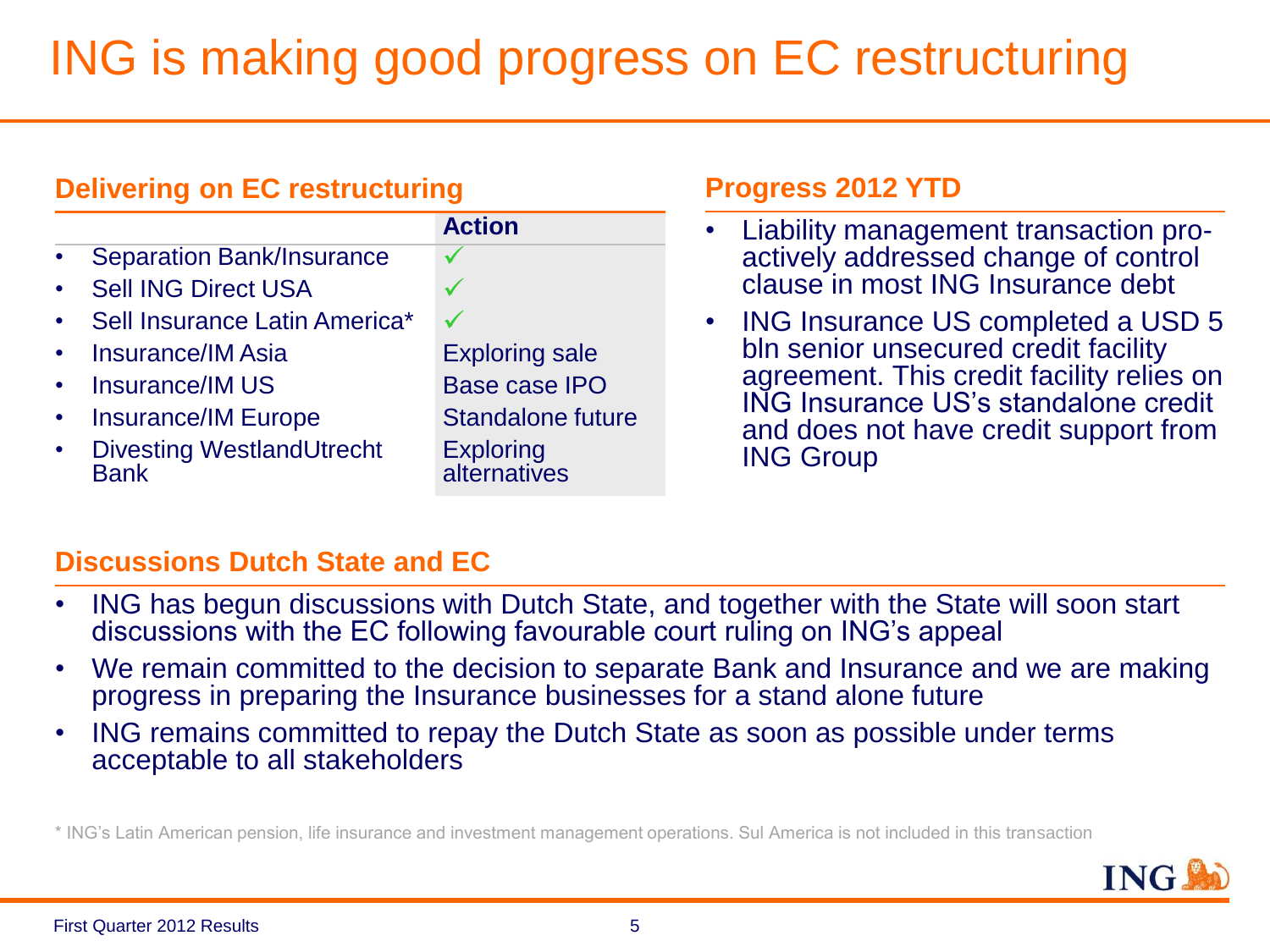# ING is making good progress on EC restructuring

## Delivering on EC restructuring

| | Action |
|---|---|
| Separation Bank/Insurance | ✓ |
| Sell ING Direct USA | ✓ |
| Sell Insurance Latin America* | ✓ |
| Insurance/IM Asia | Exploring sale |
| Insurance/IM US | Base case IPO |
| Insurance/IM Europe | Standalone future |
| Divesting WestlandUtrecht Bank | Exploring alternatives |

## Progress 2012 YTD

- Liability management transaction pro-actively addressed change of control clause in most ING Insurance debt
- ING Insurance US completed a USD 5 bln senior unsecured credit facility agreement. This credit facility relies on ING Insurance US's standalone credit and does not have credit support from ING Group

## Discussions Dutch State and EC

- ING has begun discussions with Dutch State, and together with the State will soon start discussions with the EC following favourable court ruling on ING's appeal
- We remain committed to the decision to separate Bank and Insurance and we are making progress in preparing the Insurance businesses for a stand alone future
- ING remains committed to repay the Dutch State as soon as possible under terms acceptable to all stakeholders

\* ING's Latin American pension, life insurance and investment management operations. Sul America is not included in this transaction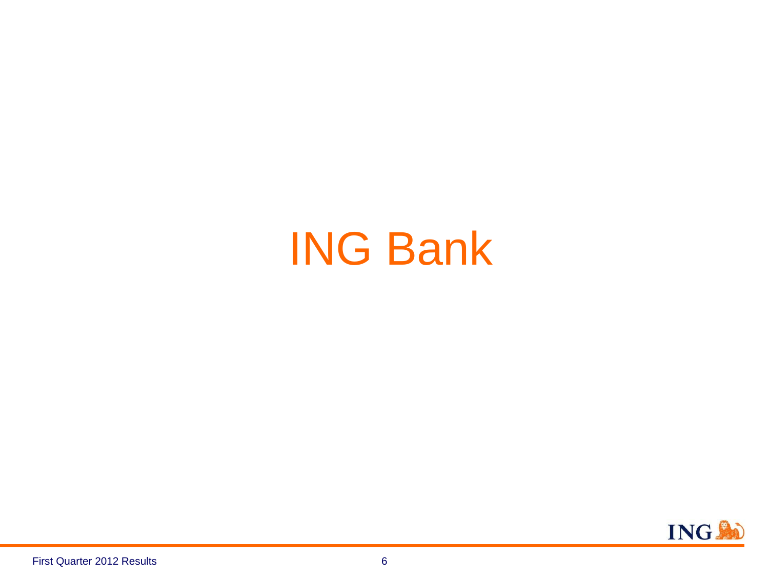# ING Bank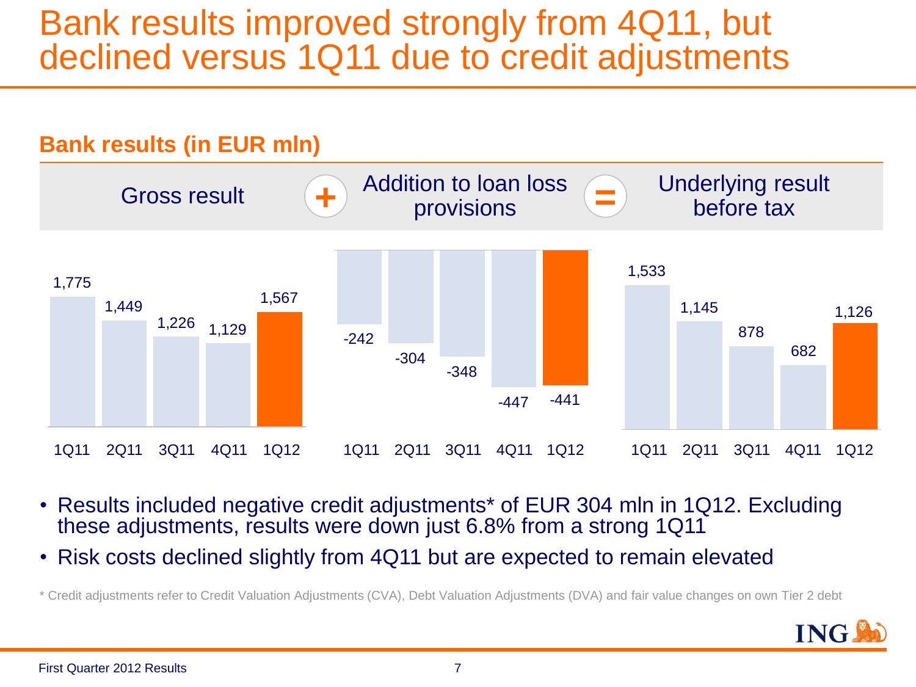# Bank results improved strongly from 4Q11, but declined versus 1Q11 due to credit adjustments

## Bank results (in EUR mln)

Gross result + Addition to loan loss provisions = Underlying result before tax

| | 1Q11 | 2Q11 | 3Q11 | 4Q11 | 1Q12 |
|---|---|---|---|---|---|
| Gross result | 1,775 | 1,449 | 1,226 | 1,129 | 1,567 |
| Addition to loan loss provisions | -242 | -304 | -348 | -447 | -441 |
| Underlying result before tax | 1,533 | 1,145 | 878 | 682 | 1,126 |

- Results included negative credit adjustments* of EUR 304 mln in 1Q12. Excluding these adjustments, results were down just 6.8% from a strong 1Q11
- Risk costs declined slightly from 4Q11 but are expected to remain elevated

\* Credit adjustments refer to Credit Valuation Adjustments (CVA), Debt Valuation Adjustments (DVA) and fair value changes on own Tier 2 debt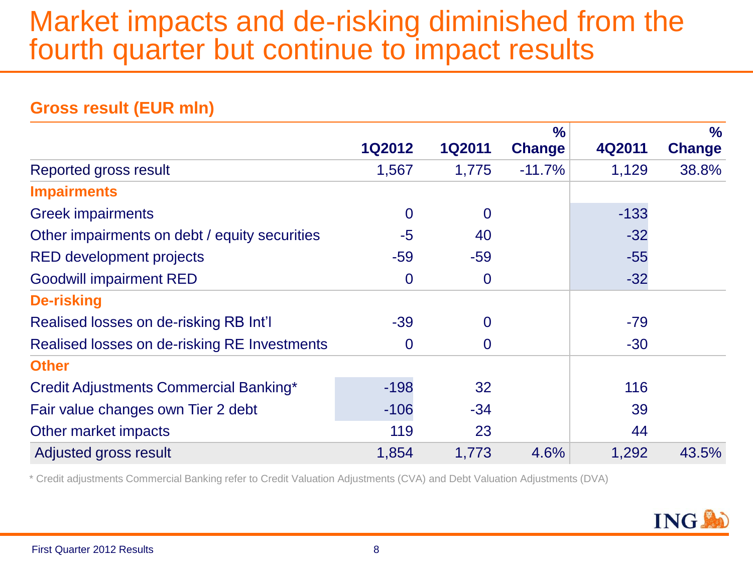# Market impacts and de-risking diminished from the fourth quarter but continue to impact results

### Gross result (EUR mln)

| | 1Q2012 | 1Q2011 | % Change | 4Q2011 | % Change |
|---|---|---|---|---|---|
| Reported gross result | 1,567 | 1,775 | -11.7% | 1,129 | 38.8% |
| **Impairments** | | | | | |
| Greek impairments | 0 | 0 | | -133 | |
| Other impairments on debt / equity securities | -5 | 40 | | -32 | |
| RED development projects | -59 | -59 | | -55 | |
| Goodwill impairment RED | 0 | 0 | | -32 | |
| **De-risking** | | | | | |
| Realised losses on de-risking RB Int'l | -39 | 0 | | -79 | |
| Realised losses on de-risking RE Investments | 0 | 0 | | -30 | |
| **Other** | | | | | |
| Credit Adjustments Commercial Banking* | -198 | 32 | | 116 | |
| Fair value changes own Tier 2 debt | -106 | -34 | | 39 | |
| Other market impacts | 119 | 23 | | 44 | |
| Adjusted gross result | 1,854 | 1,773 | 4.6% | 1,292 | 43.5% |

* Credit adjustments Commercial Banking refer to Credit Valuation Adjustments (CVA) and Debt Valuation Adjustments (DVA)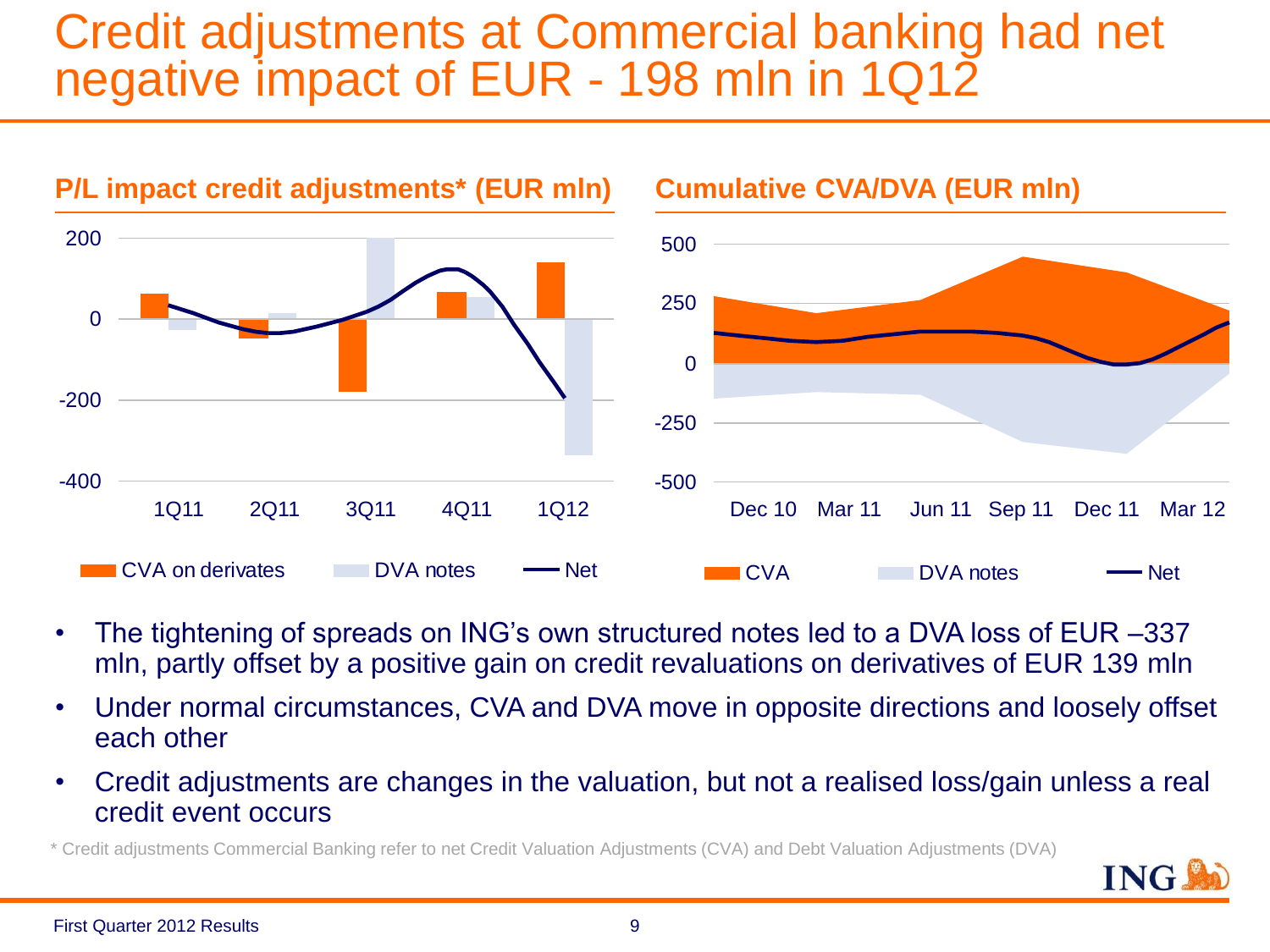# Credit adjustments at Commercial banking had net negative impact of EUR - 198 mln in 1Q12

**P/L impact credit adjustments* (EUR mln)**

200
0
-200
-400

1Q11 2Q11 3Q11 4Q11 1Q12

CVA on derivates DVA notes Net

**Cumulative CVA/DVA (EUR mln)**

500
250
0
-250
-500

Dec 10 Mar 11 Jun 11 Sep 11 Dec 11 Mar 12

CVA DVA notes Net

- The tightening of spreads on ING's own structured notes led to a DVA loss of EUR –337 mln, partly offset by a positive gain on credit revaluations on derivatives of EUR 139 mln
- Under normal circumstances, CVA and DVA move in opposite directions and loosely offset each other
- Credit adjustments are changes in the valuation, but not a realised loss/gain unless a real credit event occurs

* Credit adjustments Commercial Banking refer to net Credit Valuation Adjustments (CVA) and Debt Valuation Adjustments (DVA)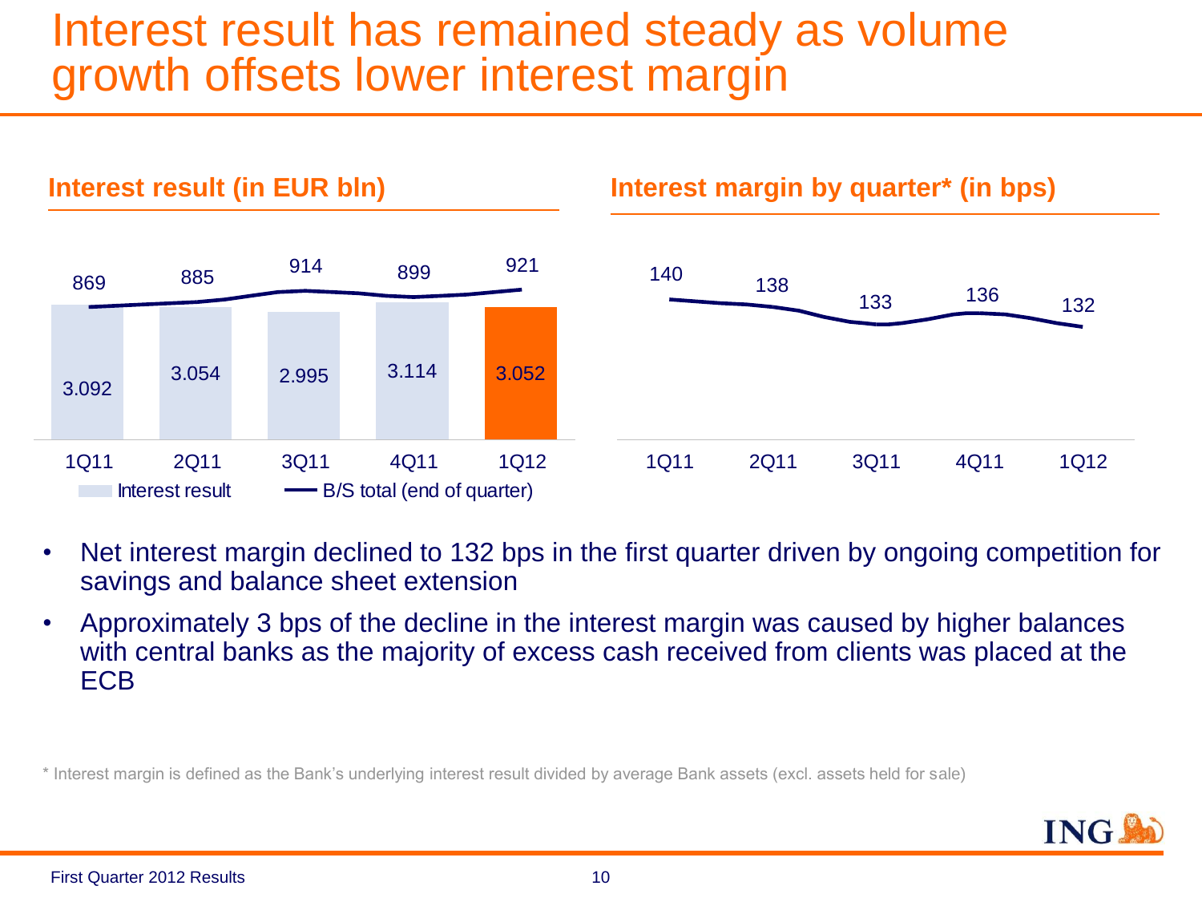# Interest result has remained steady as volume growth offsets lower interest margin

### Interest result (in EUR bln)

| | 1Q11 | 2Q11 | 3Q11 | 4Q11 | 1Q12 |
|---|---|---|---|---|---|
| Interest result | 3.092 | 3.054 | 2.995 | 3.114 | 3.052 |
| B/S total (end of quarter) | 869 | 885 | 914 | 899 | 921 |

### Interest margin by quarter* (in bps)

| 1Q11 | 2Q11 | 3Q11 | 4Q11 | 1Q12 |
|---|---|---|---|---|
| 140 | 138 | 133 | 136 | 132 |

- Net interest margin declined to 132 bps in the first quarter driven by ongoing competition for savings and balance sheet extension
- Approximately 3 bps of the decline in the interest margin was caused by higher balances with central banks as the majority of excess cash received from clients was placed at the ECB

\* Interest margin is defined as the Bank's underlying interest result divided by average Bank assets (excl. assets held for sale)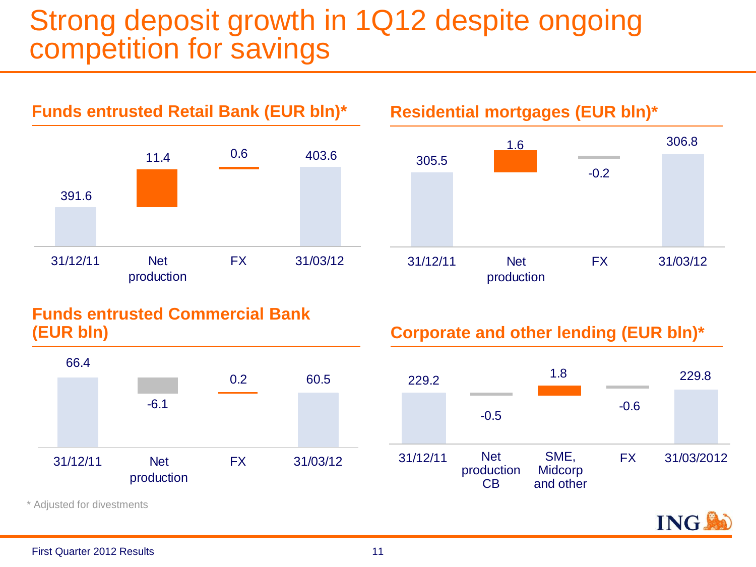# Strong deposit growth in 1Q12 despite ongoing competition for savings

## Funds entrusted Retail Bank (EUR bln)*

| 31/12/11 | Net production | FX | 31/03/12 |
|---|---|---|---|
| 391.6 | 11.4 | 0.6 | 403.6 |

## Residential mortgages (EUR bln)*

| 31/12/11 | Net production | FX | 31/03/12 |
|---|---|---|---|
| 305.5 | 1.6 | -0.2 | 306.8 |

## Funds entrusted Commercial Bank (EUR bln)

| 31/12/11 | Net production | FX | 31/03/12 |
|---|---|---|---|
| 66.4 | -6.1 | 0.2 | 60.5 |

## Corporate and other lending (EUR bln)*

| 31/12/11 | Net production CB | SME, Midcorp and other | FX | 31/03/2012 |
|---|---|---|---|---|
| 229.2 | -0.5 | 1.8 | -0.6 | 229.8 |

* Adjusted for divestments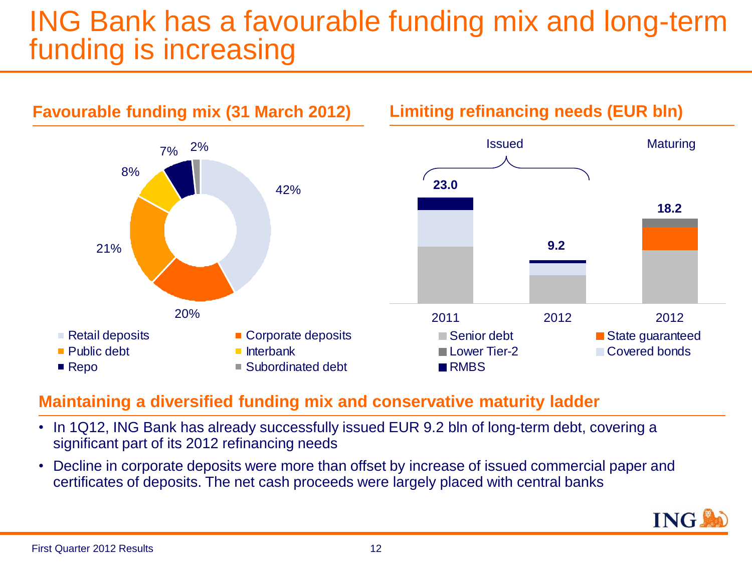# ING Bank has a favourable funding mix and long-term funding is increasing

## Favourable funding mix (31 March 2012)

| Funding source | Share |
| --- | --- |
| Retail deposits | 42% |
| Corporate deposits | 20% |
| Public debt | 21% |
| Interbank | 8% |
| Repo | 7% |
| Subordinated debt | 2% |

## Limiting refinancing needs (EUR bln)

| | Issued 2011 | Issued 2012 | Maturing 2012 |
| --- | --- | --- | --- |
| Total | 23.0 | 9.2 | 18.2 |

Legend: Senior debt, State guaranteed, Lower Tier-2, Covered bonds, RMBS

## Maintaining a diversified funding mix and conservative maturity ladder

- In 1Q12, ING Bank has already successfully issued EUR 9.2 bln of long-term debt, covering a significant part of its 2012 refinancing needs
- Decline in corporate deposits were more than offset by increase of issued commercial paper and certificates of deposits. The net cash proceeds were largely placed with central banks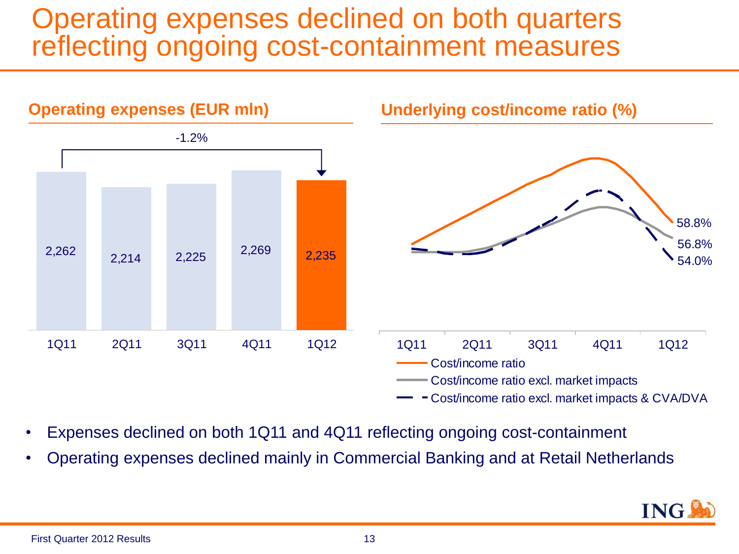# Operating expenses declined on both quarters reflecting ongoing cost-containment measures

## Operating expenses (EUR mln)

-1.2%

| 1Q11 | 2Q11 | 3Q11 | 4Q11 | 1Q12 |
|---|---|---|---|---|
| 2,262 | 2,214 | 2,225 | 2,269 | 2,235 |

## Underlying cost/income ratio (%)

| | 1Q12 |
|---|---|
| Cost/income ratio | 58.8% |
| Cost/income ratio excl. market impacts | 56.8% |
| Cost/income ratio excl. market impacts & CVA/DVA | 54.0% |

- Expenses declined on both 1Q11 and 4Q11 reflecting ongoing cost-containment
- Operating expenses declined mainly in Commercial Banking and at Retail Netherlands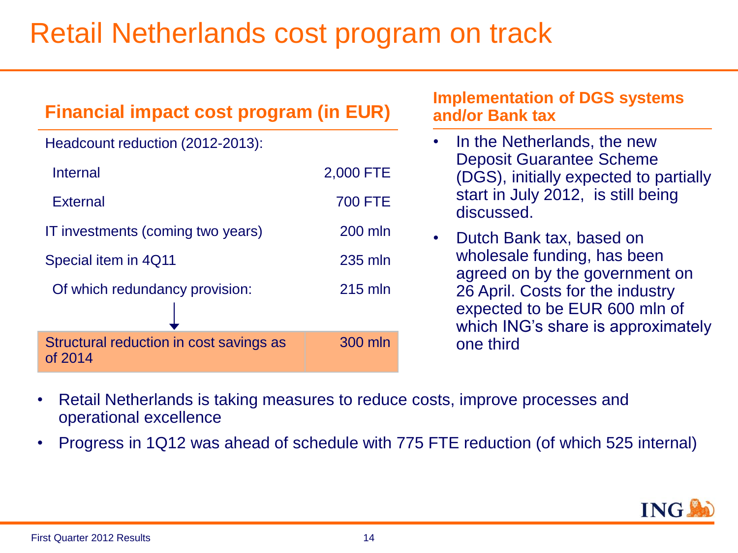# Retail Netherlands cost program on track

## Financial impact cost program (in EUR)

| Item | Value |
|---|---|
| Headcount reduction (2012-2013): | |
| Internal | 2,000 FTE |
| External | 700 FTE |
| IT investments (coming two years) | 200 mln |
| Special item in 4Q11 | 235 mln |
| Of which redundancy provision: | 215 mln |
| **Structural reduction in cost savings as of 2014** | **300 mln** |

## Implementation of DGS systems and/or Bank tax

- In the Netherlands, the new Deposit Guarantee Scheme (DGS), initially expected to partially start in July 2012, is still being discussed.
- Dutch Bank tax, based on wholesale funding, has been agreed on by the government on 26 April. Costs for the industry expected to be EUR 600 mln of which ING's share is approximately one third

- Retail Netherlands is taking measures to reduce costs, improve processes and operational excellence
- Progress in 1Q12 was ahead of schedule with 775 FTE reduction (of which 525 internal)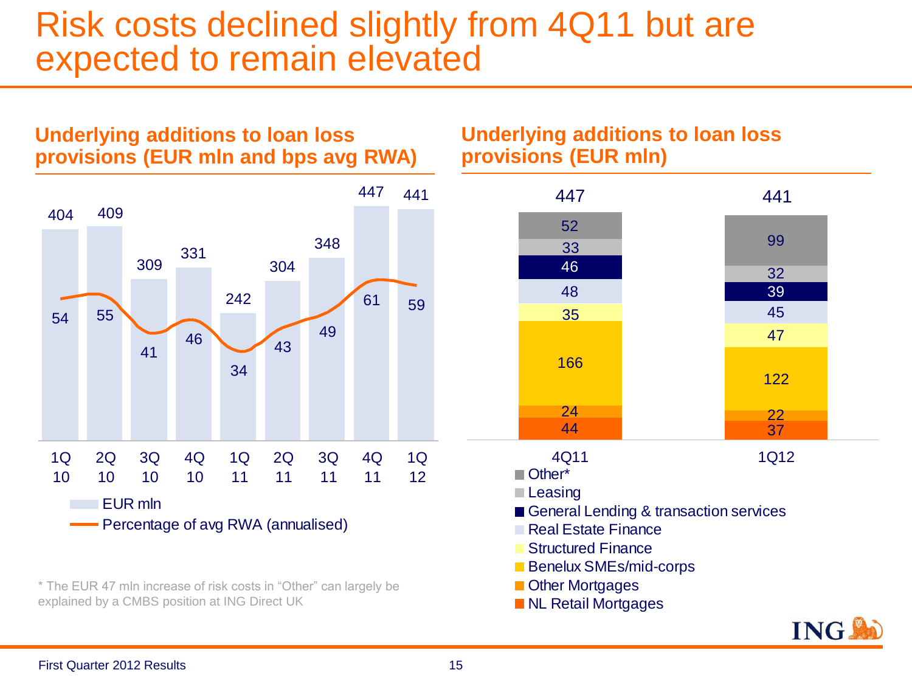# Risk costs declined slightly from 4Q11 but are expected to remain elevated

## Underlying additions to loan loss provisions (EUR mln and bps avg RWA)

| | 1Q 10 | 2Q 10 | 3Q 10 | 4Q 10 | 1Q 11 | 2Q 11 | 3Q 11 | 4Q 11 | 1Q 12 |
|---|---|---|---|---|---|---|---|---|---|
| EUR mln | 404 | 409 | 309 | 331 | 242 | 304 | 348 | 447 | 441 |
| Percentage of avg RWA (annualised) | 54 | 55 | 41 | 46 | 34 | 43 | 49 | 61 | 59 |

\* The EUR 47 mln increase of risk costs in "Other" can largely be explained by a CMBS position at ING Direct UK

## Underlying additions to loan loss provisions (EUR mln)

| | 4Q11 | 1Q12 |
|---|---|---|
| Other* | 52 | 99 |
| Leasing | 33 | 32 |
| General Lending & transaction services | 46 | 39 |
| Real Estate Finance | 48 | 45 |
| Structured Finance | 35 | 47 |
| Benelux SMEs/mid-corps | 166 | 122 |
| Other Mortgages | 24 | 22 |
| NL Retail Mortgages | 44 | 37 |
| Total | 447 | 441 |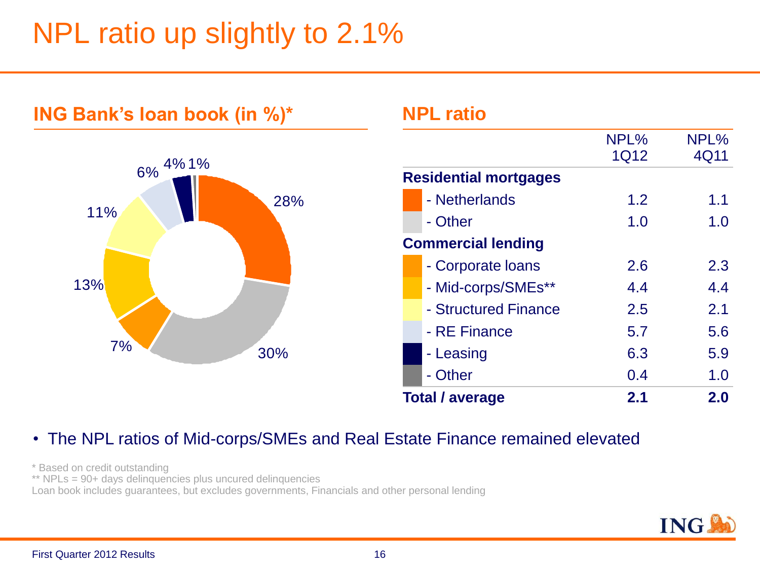# NPL ratio up slightly to 2.1%

## ING Bank's loan book (in %)*

28%, 30%, 7%, 13%, 11%, 6%, 4%, 1%

## NPL ratio

| | NPL% 1Q12 | NPL% 4Q11 |
|---|---|---|
| **Residential mortgages** | | |
| - Netherlands | 1.2 | 1.1 |
| - Other | 1.0 | 1.0 |
| **Commercial lending** | | |
| - Corporate loans | 2.6 | 2.3 |
| - Mid-corps/SMEs** | 4.4 | 4.4 |
| - Structured Finance | 2.5 | 2.1 |
| - RE Finance | 5.7 | 5.6 |
| - Leasing | 6.3 | 5.9 |
| - Other | 0.4 | 1.0 |
| **Total / average** | **2.1** | **2.0** |

- The NPL ratios of Mid-corps/SMEs and Real Estate Finance remained elevated

\* Based on credit outstanding
** NPLs = 90+ days delinquencies plus uncured delinquencies
Loan book includes guarantees, but excludes governments, Financials and other personal lending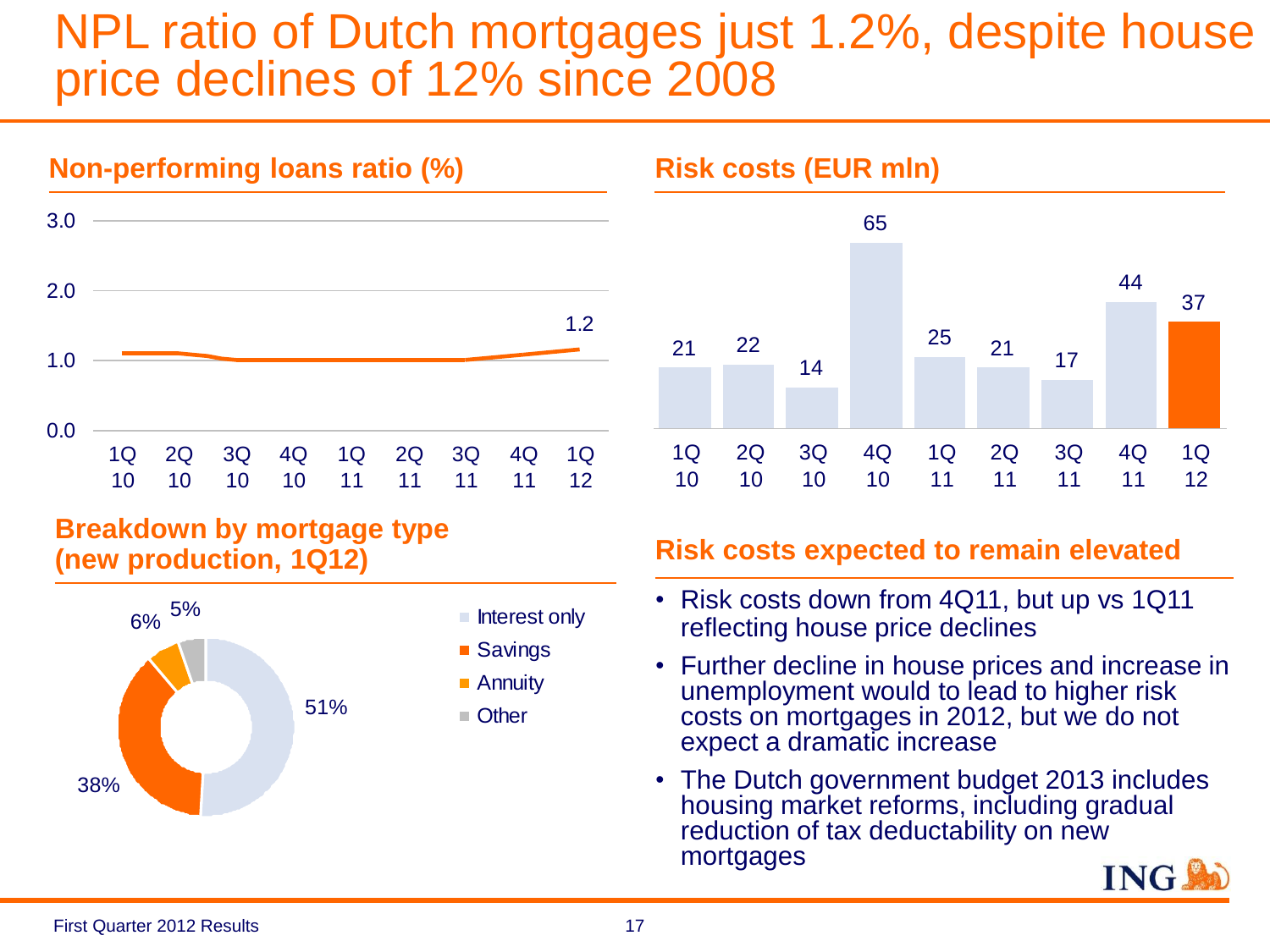# NPL ratio of Dutch mortgages just 1.2%, despite house price declines of 12% since 2008

## Non-performing loans ratio (%)

| 1Q 10 | 2Q 10 | 3Q 10 | 4Q 10 | 1Q 11 | 2Q 11 | 3Q 11 | 4Q 11 | 1Q 12 |
|---|---|---|---|---|---|---|---|---|
| | | | | | | | | 1.2 |

## Risk costs (EUR mln)

| 1Q 10 | 2Q 10 | 3Q 10 | 4Q 10 | 1Q 11 | 2Q 11 | 3Q 11 | 4Q 11 | 1Q 12 |
|---|---|---|---|---|---|---|---|---|
| 21 | 22 | 14 | 65 | 25 | 21 | 17 | 44 | 37 |

## Breakdown by mortgage type (new production, 1Q12)

| Type | Share |
|---|---|
| Interest only | 51% |
| Savings | 38% |
| Annuity | 6% |
| Other | 5% |

## Risk costs expected to remain elevated

- Risk costs down from 4Q11, but up vs 1Q11 reflecting house price declines
- Further decline in house prices and increase in unemployment would to lead to higher risk costs on mortgages in 2012, but we do not expect a dramatic increase
- The Dutch government budget 2013 includes housing market reforms, including gradual reduction of tax deductability on new mortgages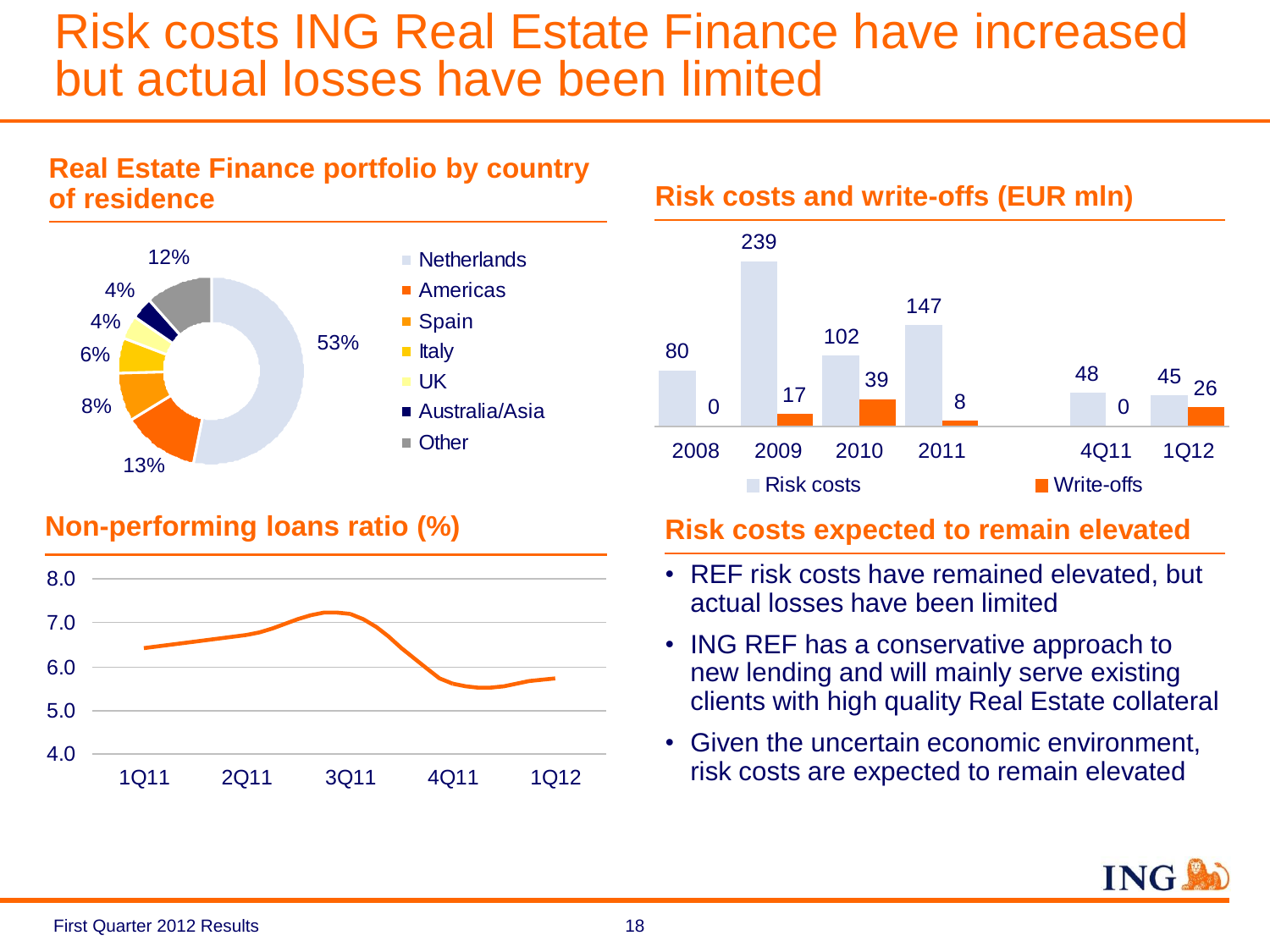# Risk costs ING Real Estate Finance have increased but actual losses have been limited

## Real Estate Finance portfolio by country of residence

| Country | Share |
| --- | --- |
| Netherlands | 53% |
| Americas | 13% |
| Spain | 8% |
| Italy | 6% |
| UK | 4% |
| Australia/Asia | 4% |
| Other | 12% |

## Risk costs and write-offs (EUR mln)

| | 2008 | 2009 | 2010 | 2011 | 4Q11 | 1Q12 |
| --- | --- | --- | --- | --- | --- | --- |
| Risk costs | 80 | 239 | 102 | 147 | 48 | 45 |
| Write-offs | 0 | 17 | 39 | 8 | 0 | 26 |

## Non-performing loans ratio (%)

Line chart, y-axis 4.0–8.0, x-axis 1Q11, 2Q11, 3Q11, 4Q11, 1Q12.

## Risk costs expected to remain elevated

- REF risk costs have remained elevated, but actual losses have been limited
- ING REF has a conservative approach to new lending and will mainly serve existing clients with high quality Real Estate collateral
- Given the uncertain economic environment, risk costs are expected to remain elevated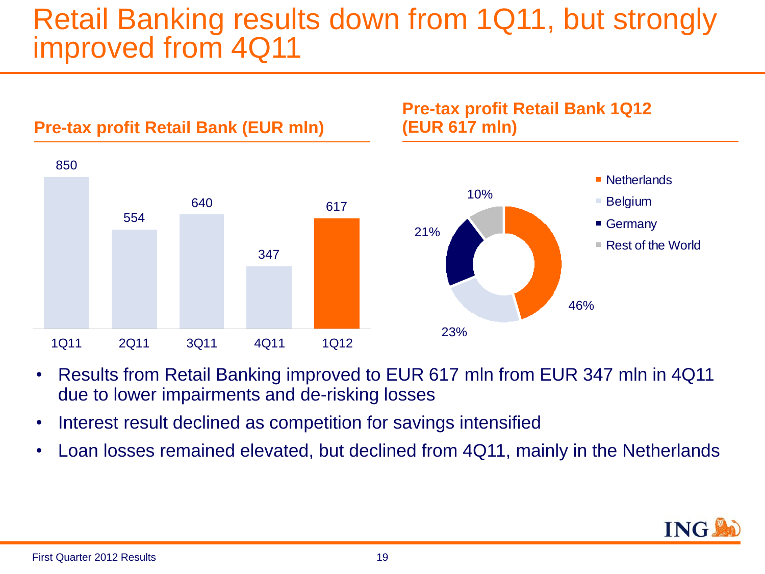# Retail Banking results down from 1Q11, but strongly improved from 4Q11

## Pre-tax profit Retail Bank (EUR mln)

| 1Q11 | 2Q11 | 3Q11 | 4Q11 | 1Q12 |
|---|---|---|---|---|
| 850 | 554 | 640 | 347 | 617 |

## Pre-tax profit Retail Bank 1Q12 (EUR 617 mln)

| Region | Share |
|---|---|
| Netherlands | 46% |
| Belgium | 23% |
| Germany | 21% |
| Rest of the World | 10% |

- Results from Retail Banking improved to EUR 617 mln from EUR 347 mln in 4Q11 due to lower impairments and de-risking losses
- Interest result declined as competition for savings intensified
- Loan losses remained elevated, but declined from 4Q11, mainly in the Netherlands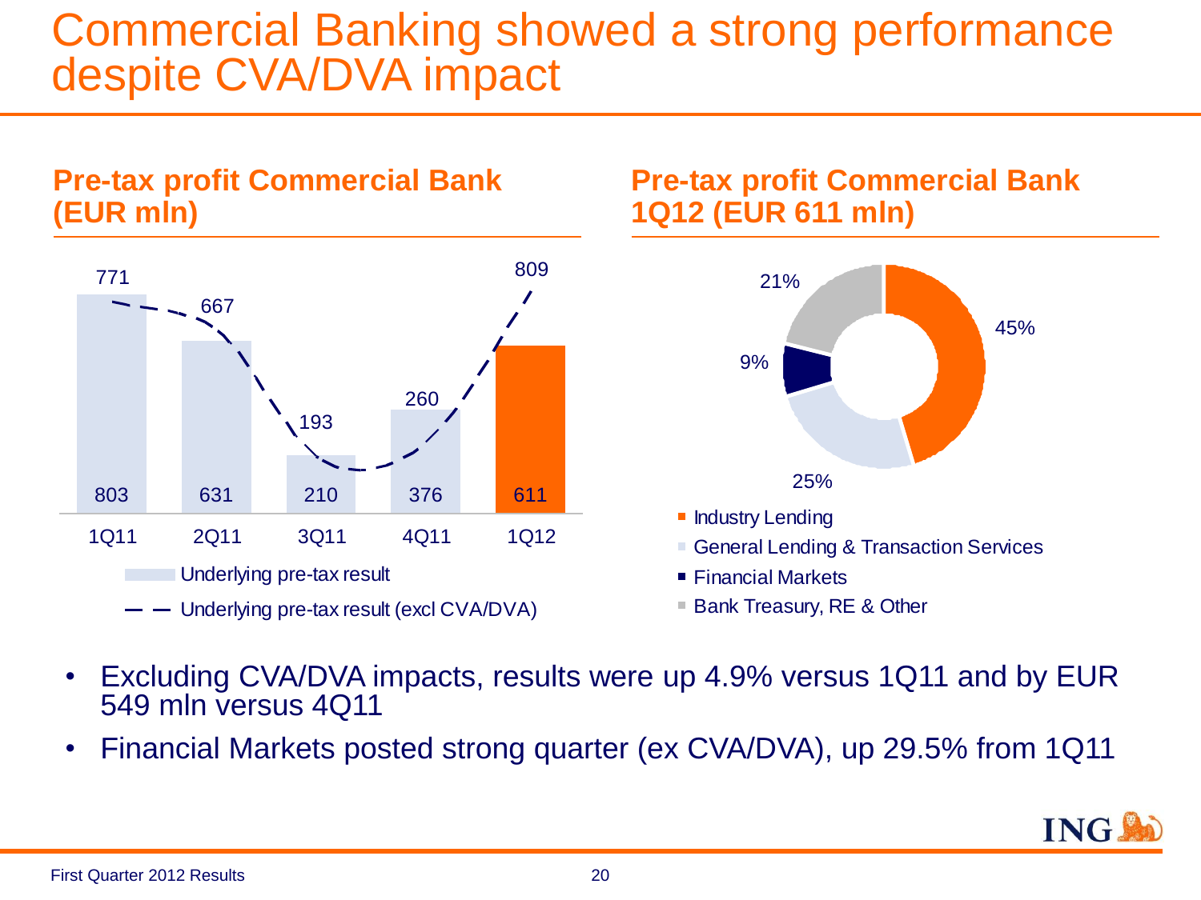# Commercial Banking showed a strong performance despite CVA/DVA impact

## Pre-tax profit Commercial Bank (EUR mln)

| | 1Q11 | 2Q11 | 3Q11 | 4Q11 | 1Q12 |
|---|---|---|---|---|---|
| Underlying pre-tax result | 803 | 631 | 210 | 376 | 611 |
| Underlying pre-tax result (excl CVA/DVA) | 771 | 667 | 193 | 260 | 809 |

## Pre-tax profit Commercial Bank 1Q12 (EUR 611 mln)

| Segment | Share |
|---|---|
| Industry Lending | 45% |
| General Lending & Transaction Services | 25% |
| Financial Markets | 9% |
| Bank Treasury, RE & Other | 21% |

- Excluding CVA/DVA impacts, results were up 4.9% versus 1Q11 and by EUR 549 mln versus 4Q11
- Financial Markets posted strong quarter (ex CVA/DVA), up 29.5% from 1Q11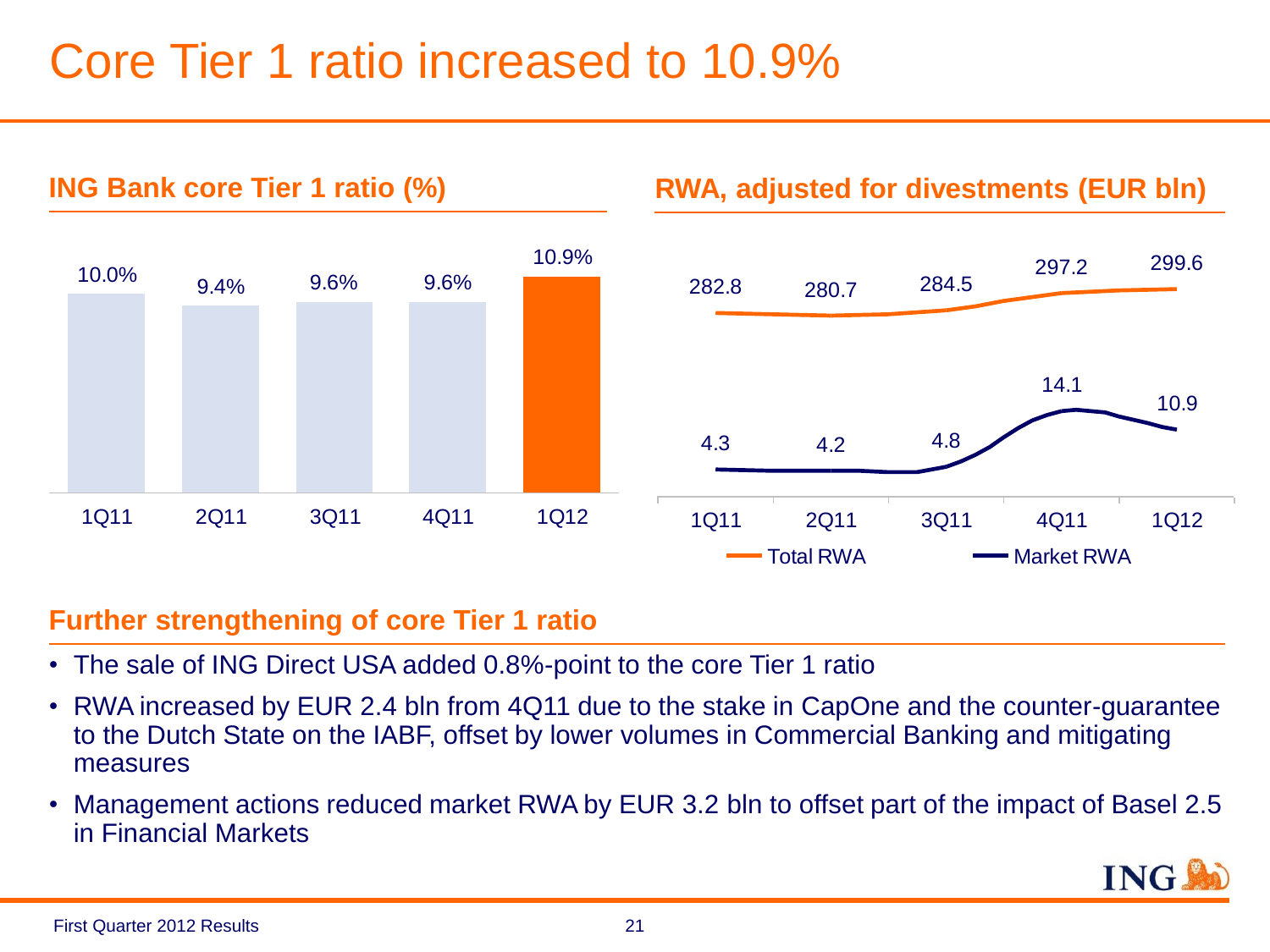# Core Tier 1 ratio increased to 10.9%

## ING Bank core Tier 1 ratio (%)

| 1Q11 | 2Q11 | 3Q11 | 4Q11 | 1Q12 |
|---|---|---|---|---|
| 10.0% | 9.4% | 9.6% | 9.6% | 10.9% |

## RWA, adjusted for divestments (EUR bln)

| | 1Q11 | 2Q11 | 3Q11 | 4Q11 | 1Q12 |
|---|---|---|---|---|---|
| Total RWA | 282.8 | 280.7 | 284.5 | 297.2 | 299.6 |
| Market RWA | 4.3 | 4.2 | 4.8 | 14.1 | 10.9 |

## Further strengthening of core Tier 1 ratio

- The sale of ING Direct USA added 0.8%-point to the core Tier 1 ratio
- RWA increased by EUR 2.4 bln from 4Q11 due to the stake in CapOne and the counter-guarantee to the Dutch State on the IABF, offset by lower volumes in Commercial Banking and mitigating measures
- Management actions reduced market RWA by EUR 3.2 bln to offset part of the impact of Basel 2.5 in Financial Markets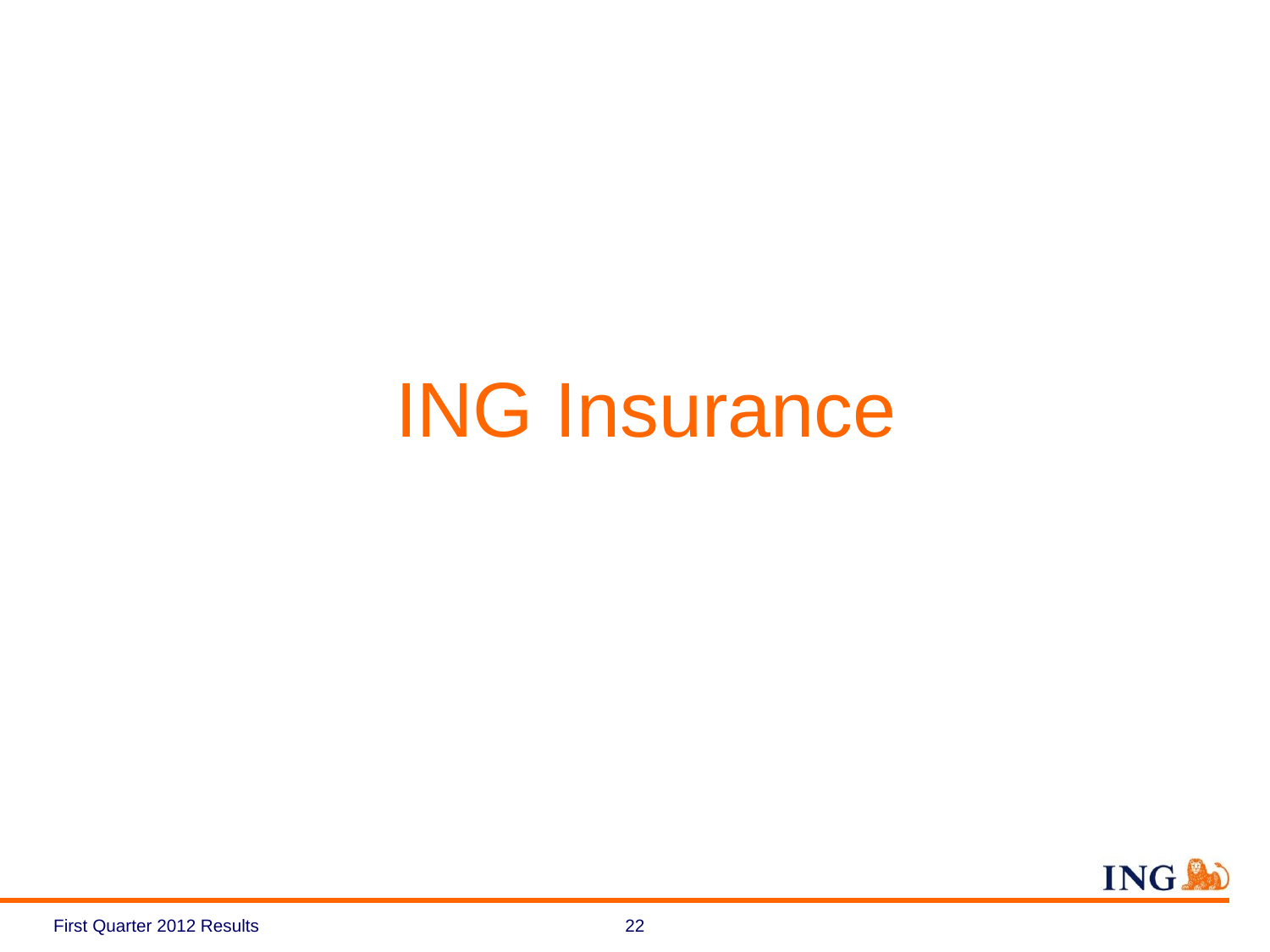# ING Insurance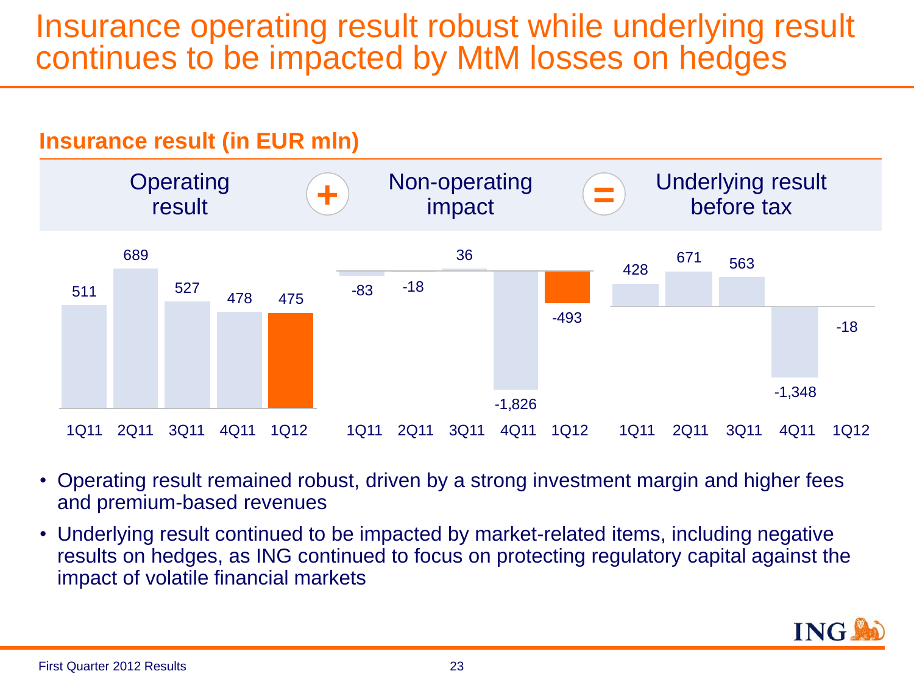# Insurance operating result robust while underlying result continues to be impacted by MtM losses on hedges

## Insurance result (in EUR mln)

Operating result + Non-operating impact = Underlying result before tax

| | 1Q11 | 2Q11 | 3Q11 | 4Q11 | 1Q12 |
|---|---|---|---|---|---|
| Operating result | 511 | 689 | 527 | 478 | 475 |
| Non-operating impact | -83 | -18 | 36 | -1,826 | -493 |
| Underlying result before tax | 428 | 671 | 563 | -1,348 | -18 |

- Operating result remained robust, driven by a strong investment margin and higher fees and premium-based revenues
- Underlying result continued to be impacted by market-related items, including negative results on hedges, as ING continued to focus on protecting regulatory capital against the impact of volatile financial markets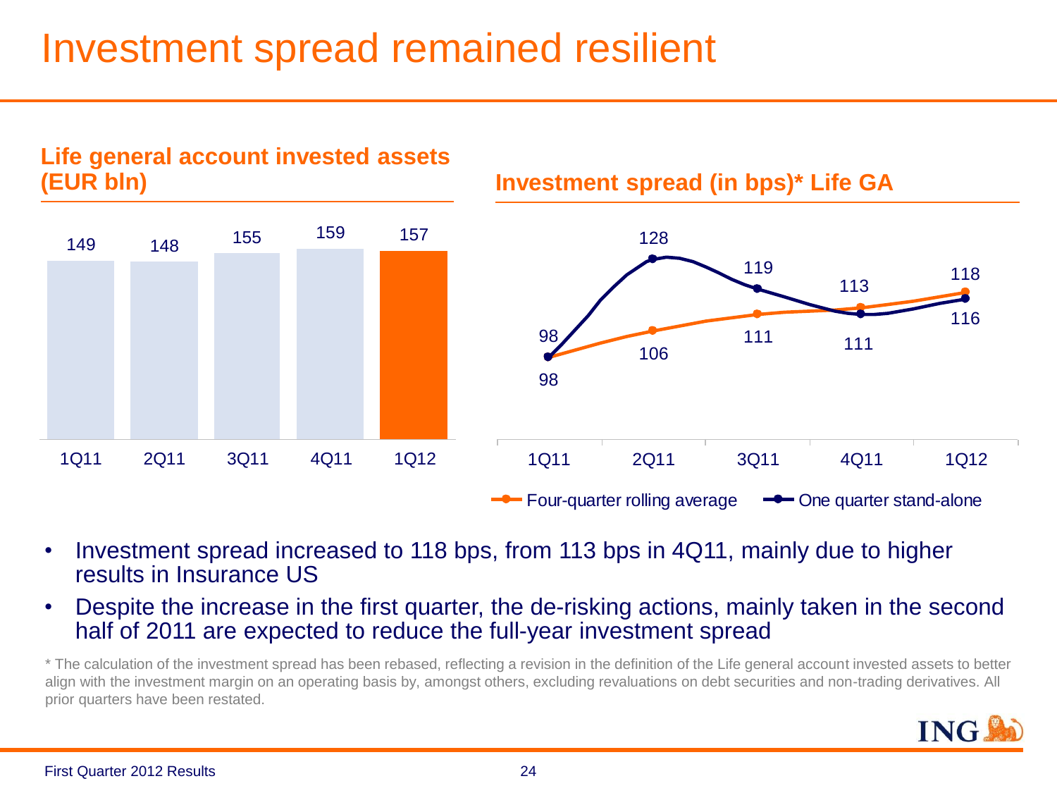# Investment spread remained resilient

## Life general account invested assets (EUR bln)

| 1Q11 | 2Q11 | 3Q11 | 4Q11 | 1Q12 |
|---|---|---|---|---|
| 149 | 148 | 155 | 159 | 157 |

## Investment spread (in bps)* Life GA

| | 1Q11 | 2Q11 | 3Q11 | 4Q11 | 1Q12 |
|---|---|---|---|---|---|
| Four-quarter rolling average | 98 | 106 | 111 | 113 | 118 |
| One quarter stand-alone | 98 | 128 | 119 | 111 | 116 |

- Investment spread increased to 118 bps, from 113 bps in 4Q11, mainly due to higher results in Insurance US
- Despite the increase in the first quarter, the de-risking actions, mainly taken in the second half of 2011 are expected to reduce the full-year investment spread

* The calculation of the investment spread has been rebased, reflecting a revision in the definition of the Life general account invested assets to better align with the investment margin on an operating basis by, amongst others, excluding revaluations on debt securities and non-trading derivatives. All prior quarters have been restated.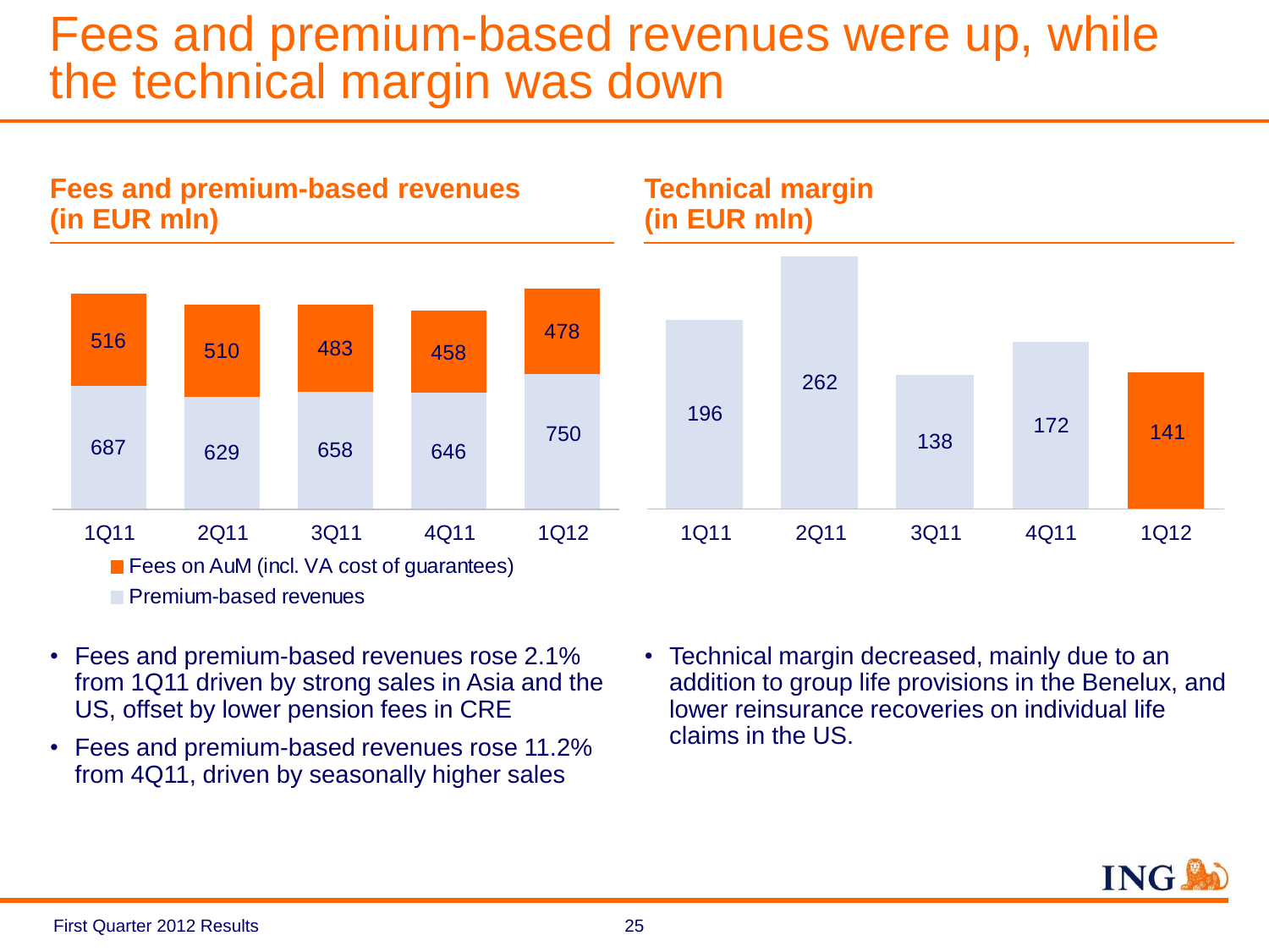# Fees and premium-based revenues were up, while the technical margin was down

## Fees and premium-based revenues (in EUR mln)

| | 1Q11 | 2Q11 | 3Q11 | 4Q11 | 1Q12 |
|---|---|---|---|---|---|
| Fees on AuM (incl. VA cost of guarantees) | 516 | 510 | 483 | 458 | 478 |
| Premium-based revenues | 687 | 629 | 658 | 646 | 750 |

- Fees and premium-based revenues rose 2.1% from 1Q11 driven by strong sales in Asia and the US, offset by lower pension fees in CRE
- Fees and premium-based revenues rose 11.2% from 4Q11, driven by seasonally higher sales

## Technical margin (in EUR mln)

| 1Q11 | 2Q11 | 3Q11 | 4Q11 | 1Q12 |
|---|---|---|---|---|
| 196 | 262 | 138 | 172 | 141 |

- Technical margin decreased, mainly due to an addition to group life provisions in the Benelux, and lower reinsurance recoveries on individual life claims in the US.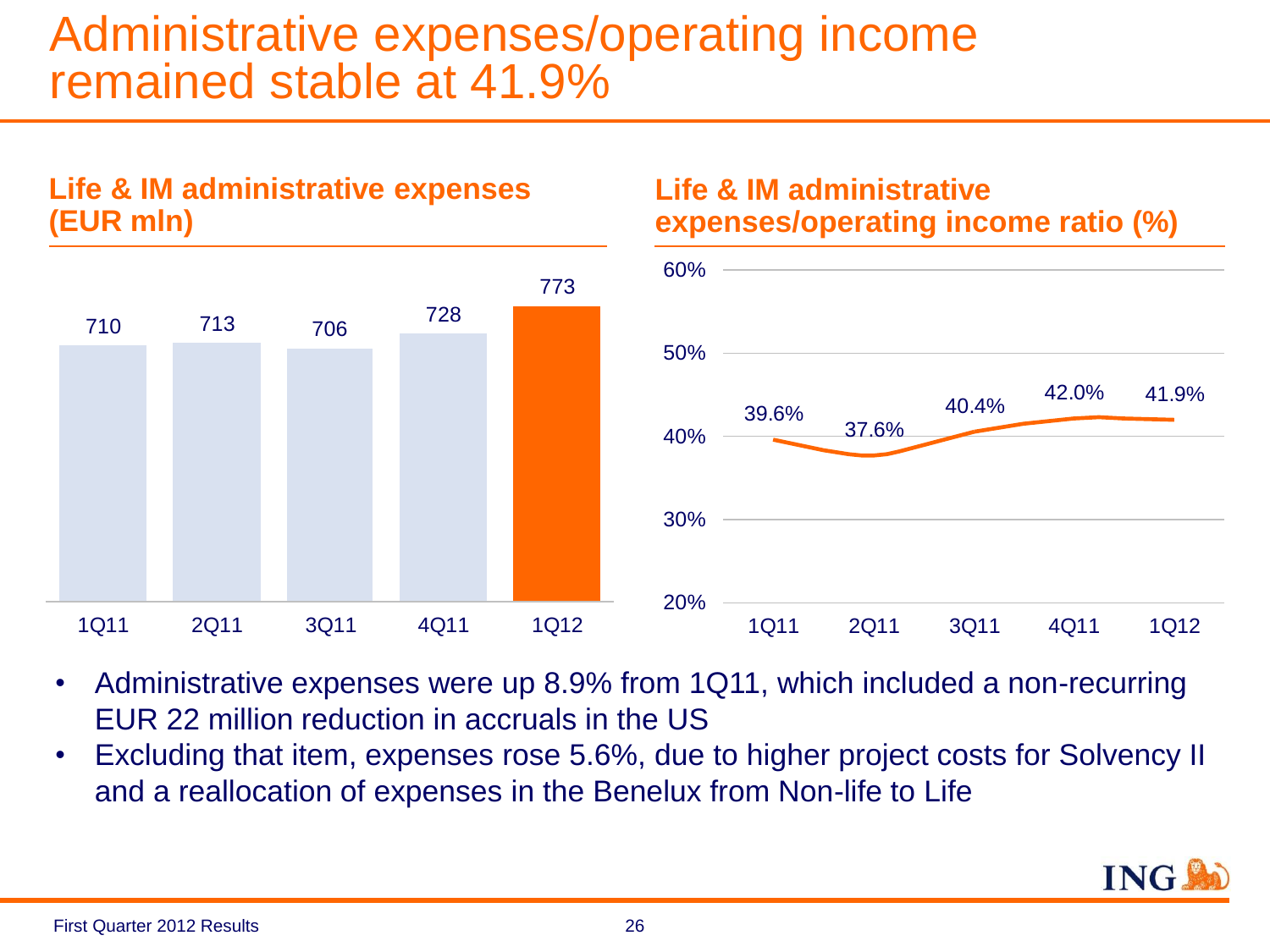# Administrative expenses/operating income remained stable at 41.9%

## Life & IM administrative expenses (EUR mln)

| 1Q11 | 2Q11 | 3Q11 | 4Q11 | 1Q12 |
|---|---|---|---|---|
| 710 | 713 | 706 | 728 | 773 |

## Life & IM administrative expenses/operating income ratio (%)

| 1Q11 | 2Q11 | 3Q11 | 4Q11 | 1Q12 |
|---|---|---|---|---|
| 39.6% | 37.6% | 40.4% | 42.0% | 41.9% |

- Administrative expenses were up 8.9% from 1Q11, which included a non-recurring EUR 22 million reduction in accruals in the US
- Excluding that item, expenses rose 5.6%, due to higher project costs for Solvency II and a reallocation of expenses in the Benelux from Non-life to Life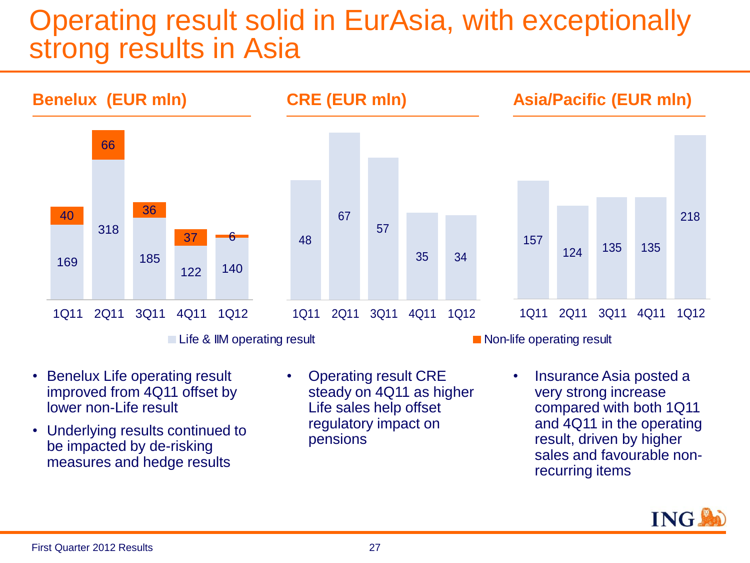# Operating result solid in EurAsia, with exceptionally strong results in Asia

## Benelux (EUR mln)

| | 1Q11 | 2Q11 | 3Q11 | 4Q11 | 1Q12 |
|---|---|---|---|---|---|
| Life & IIM operating result | 169 | 318 | 185 | 122 | 140 |
| Non-life operating result | 40 | 66 | 36 | 37 | 6 |

## CRE (EUR mln)

| | 1Q11 | 2Q11 | 3Q11 | 4Q11 | 1Q12 |
|---|---|---|---|---|---|
| Life & IIM operating result | 48 | 67 | 57 | 35 | 34 |

## Asia/Pacific (EUR mln)

| | 1Q11 | 2Q11 | 3Q11 | 4Q11 | 1Q12 |
|---|---|---|---|---|---|
| Life & IIM operating result | 157 | 124 | 135 | 135 | 218 |

Legend: Life & IIM operating result; Non-life operating result

- Benelux Life operating result improved from 4Q11 offset by lower non-Life result
- Underlying results continued to be impacted by de-risking measures and hedge results

- Operating result CRE steady on 4Q11 as higher Life sales help offset regulatory impact on pensions

- Insurance Asia posted a very strong increase compared with both 1Q11 and 4Q11 in the operating result, driven by higher sales and favourable non-recurring items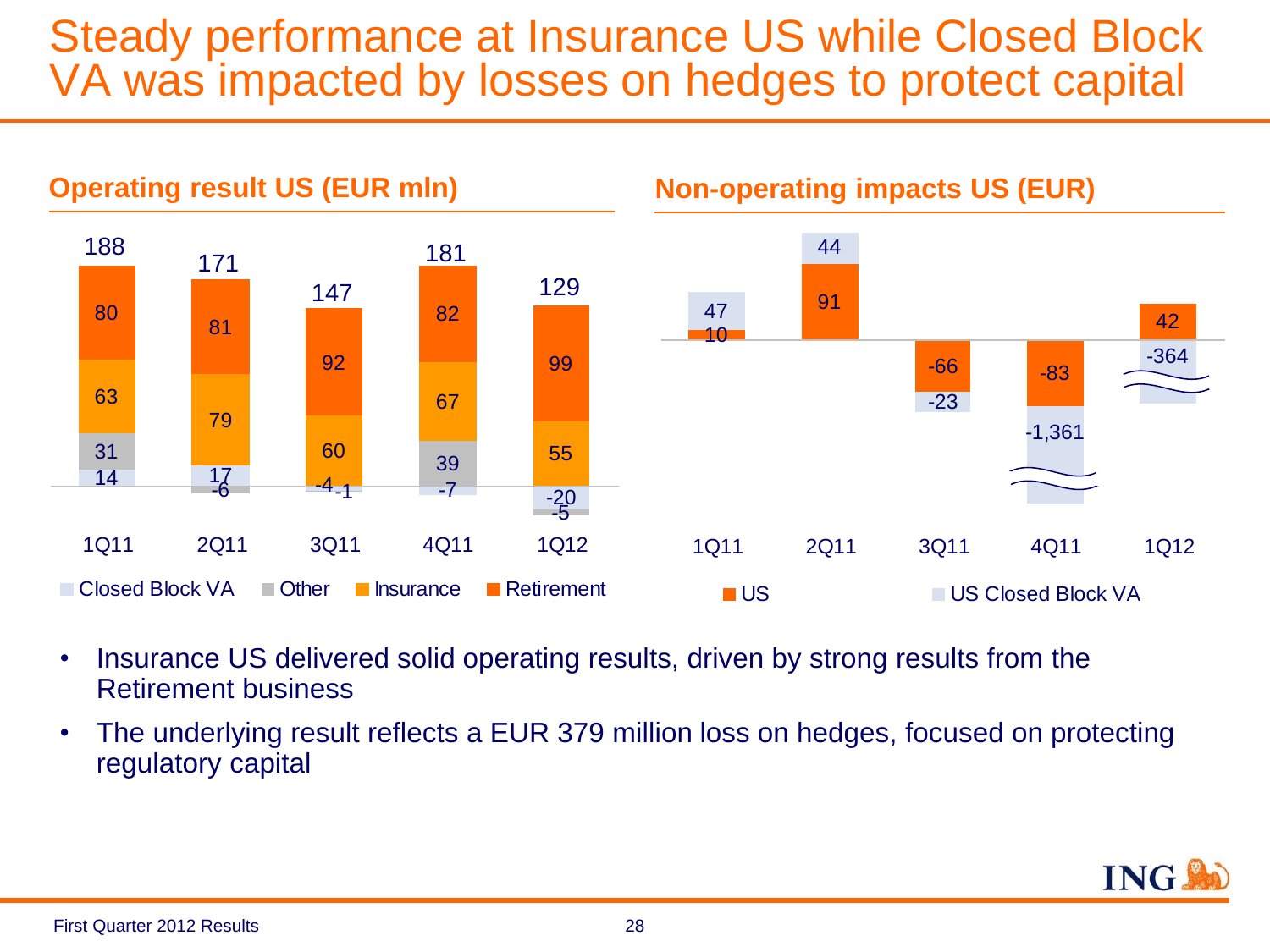# Steady performance at Insurance US while Closed Block VA was impacted by losses on hedges to protect capital

## Operating result US (EUR mln)

| | 1Q11 | 2Q11 | 3Q11 | 4Q11 | 1Q12 |
|---|---|---|---|---|---|
| Retirement | 80 | 81 | 92 | 82 | 99 |
| Insurance | 63 | 79 | 60 | 67 | 55 |
| Other | 31 | -6 | -4 | 39 | -5 |
| Closed Block VA | 14 | 17 | -1 | -7 | -20 |
| Total | 188 | 171 | 147 | 181 | 129 |

## Non-operating impacts US (EUR)

| | 1Q11 | 2Q11 | 3Q11 | 4Q11 | 1Q12 |
|---|---|---|---|---|---|
| US | 10 | 91 | -66 | -83 | 42 |
| US Closed Block VA | 47 | 44 | -23 | -1,361 | -364 |

- Insurance US delivered solid operating results, driven by strong results from the Retirement business
- The underlying result reflects a EUR 379 million loss on hedges, focused on protecting regulatory capital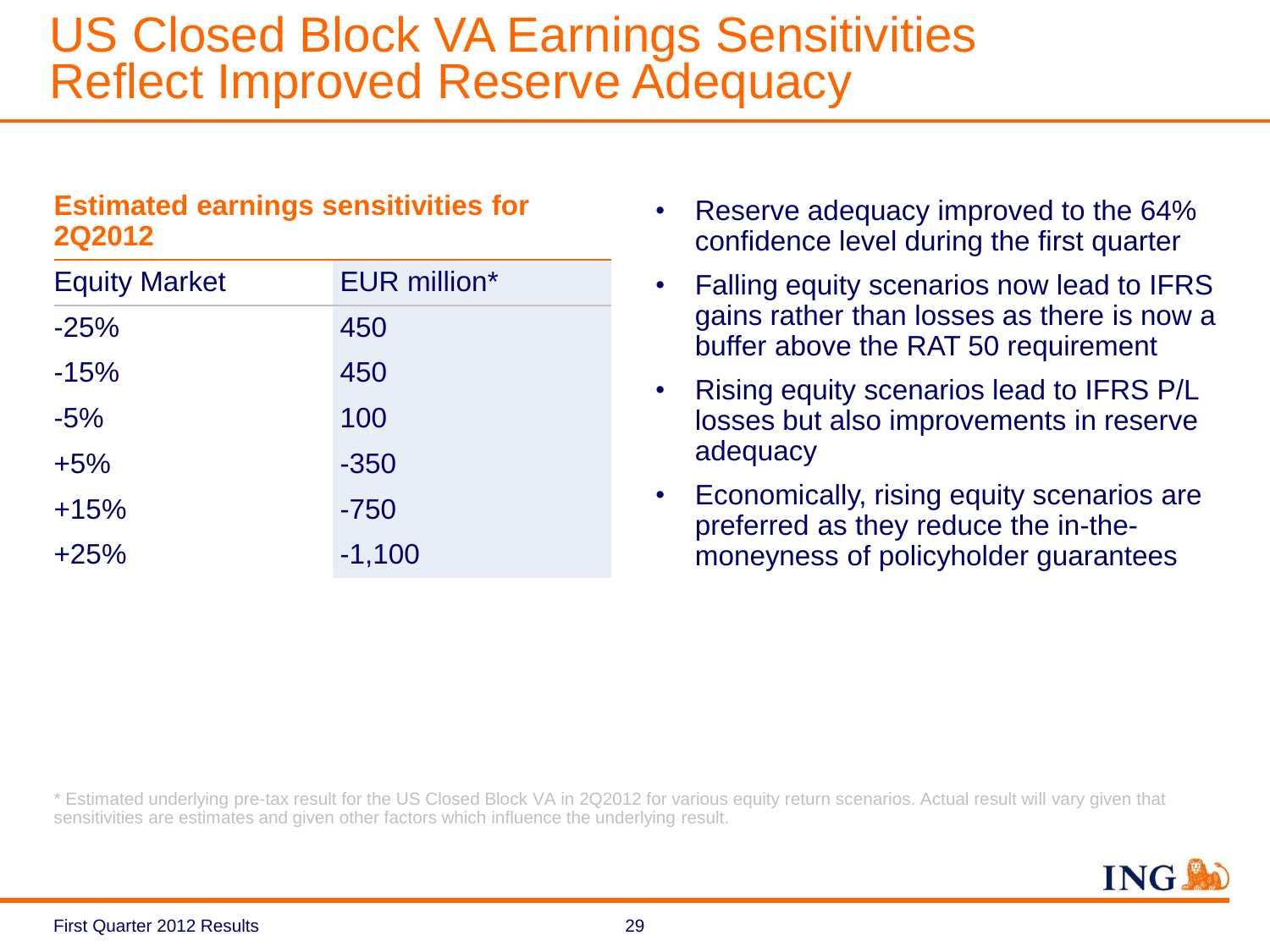# US Closed Block VA Earnings Sensitivities Reflect Improved Reserve Adequacy

**Estimated earnings sensitivities for 2Q2012**

| Equity Market | EUR million* |
|---|---|
| -25% | 450 |
| -15% | 450 |
| -5% | 100 |
| +5% | -350 |
| +15% | -750 |
| +25% | -1,100 |

- Reserve adequacy improved to the 64% confidence level during the first quarter
- Falling equity scenarios now lead to IFRS gains rather than losses as there is now a buffer above the RAT 50 requirement
- Rising equity scenarios lead to IFRS P/L losses but also improvements in reserve adequacy
- Economically, rising equity scenarios are preferred as they reduce the in-the-moneyness of policyholder guarantees

* Estimated underlying pre-tax result for the US Closed Block VA in 2Q2012 for various equity return scenarios. Actual result will vary given that sensitivities are estimates and given other factors which influence the underlying result.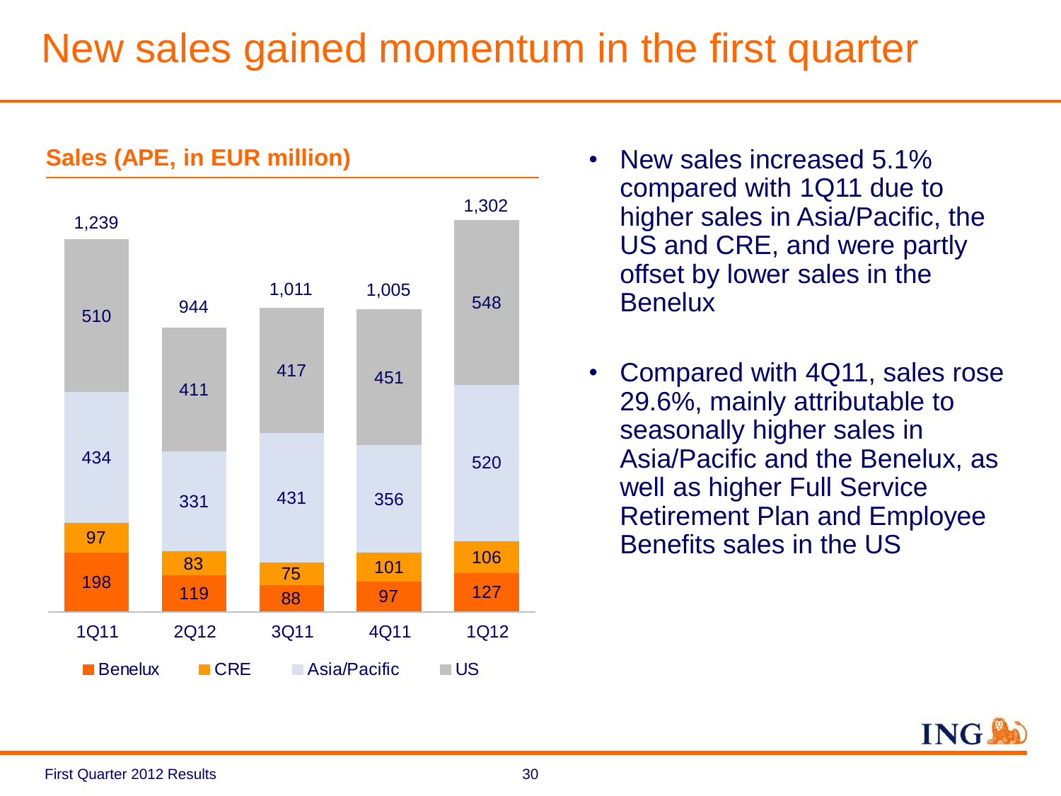# New sales gained momentum in the first quarter

**Sales (APE, in EUR million)**

| | 1Q11 | 2Q12 | 3Q11 | 4Q11 | 1Q12 |
|---|---|---|---|---|---|
| Benelux | 198 | 119 | 88 | 97 | 127 |
| CRE | 97 | 83 | 75 | 101 | 106 |
| Asia/Pacific | 434 | 331 | 431 | 356 | 520 |
| US | 510 | 411 | 417 | 451 | 548 |
| Total | 1,239 | 944 | 1,011 | 1,005 | 1,302 |

- New sales increased 5.1% compared with 1Q11 due to higher sales in Asia/Pacific, the US and CRE, and were partly offset by lower sales in the Benelux
- Compared with 4Q11, sales rose 29.6%, mainly attributable to seasonally higher sales in Asia/Pacific and the Benelux, as well as higher Full Service Retirement Plan and Employee Benefits sales in the US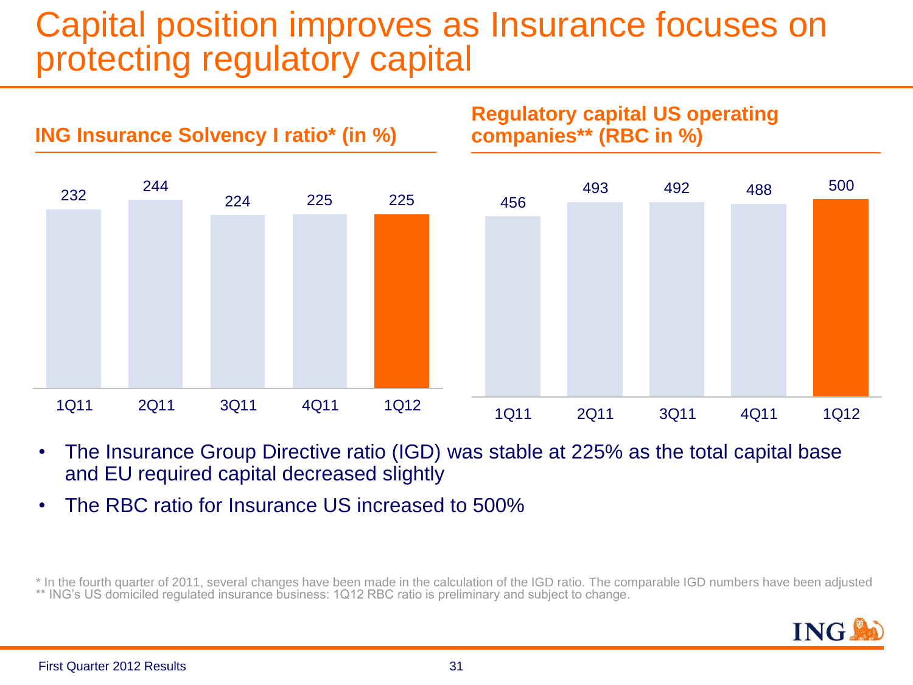# Capital position improves as Insurance focuses on protecting regulatory capital

## ING Insurance Solvency I ratio* (in %)

| 1Q11 | 2Q11 | 3Q11 | 4Q11 | 1Q12 |
|---|---|---|---|---|
| 232 | 244 | 224 | 225 | 225 |

## Regulatory capital US operating companies** (RBC in %)

| 1Q11 | 2Q11 | 3Q11 | 4Q11 | 1Q12 |
|---|---|---|---|---|
| 456 | 493 | 492 | 488 | 500 |

- The Insurance Group Directive ratio (IGD) was stable at 225% as the total capital base and EU required capital decreased slightly
- The RBC ratio for Insurance US increased to 500%

\* In the fourth quarter of 2011, several changes have been made in the calculation of the IGD ratio. The comparable IGD numbers have been adjusted
** ING's US domiciled regulated insurance business: 1Q12 RBC ratio is preliminary and subject to change.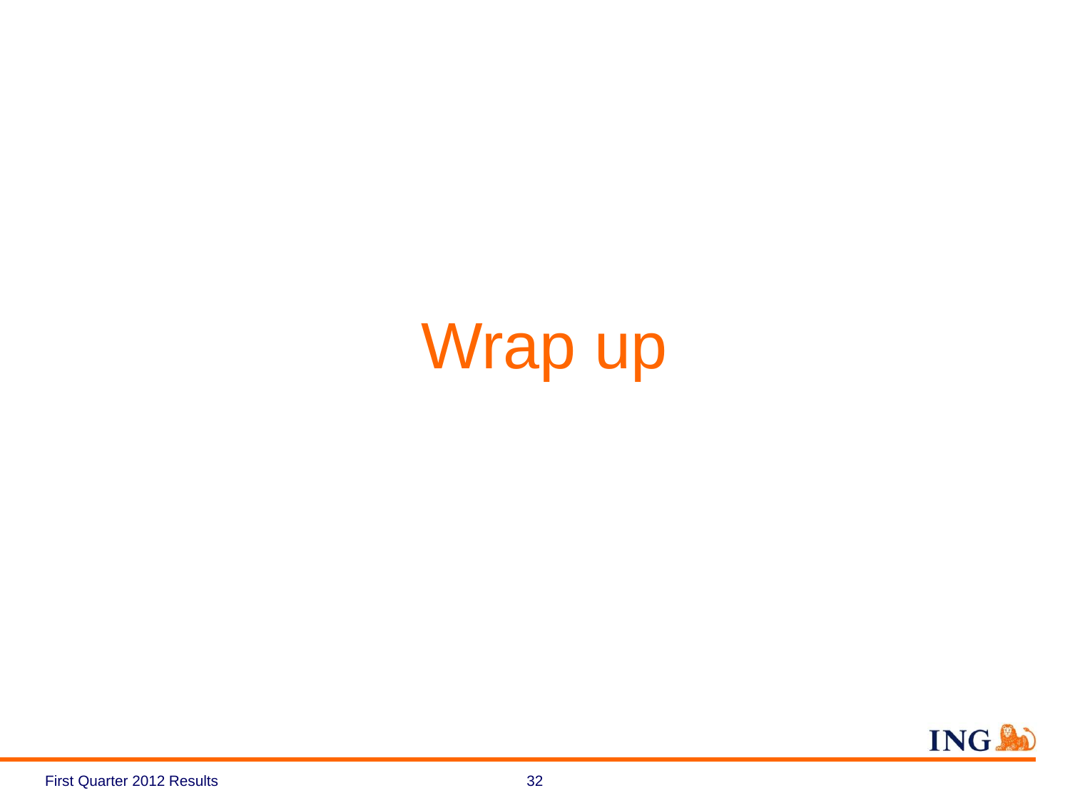# Wrap up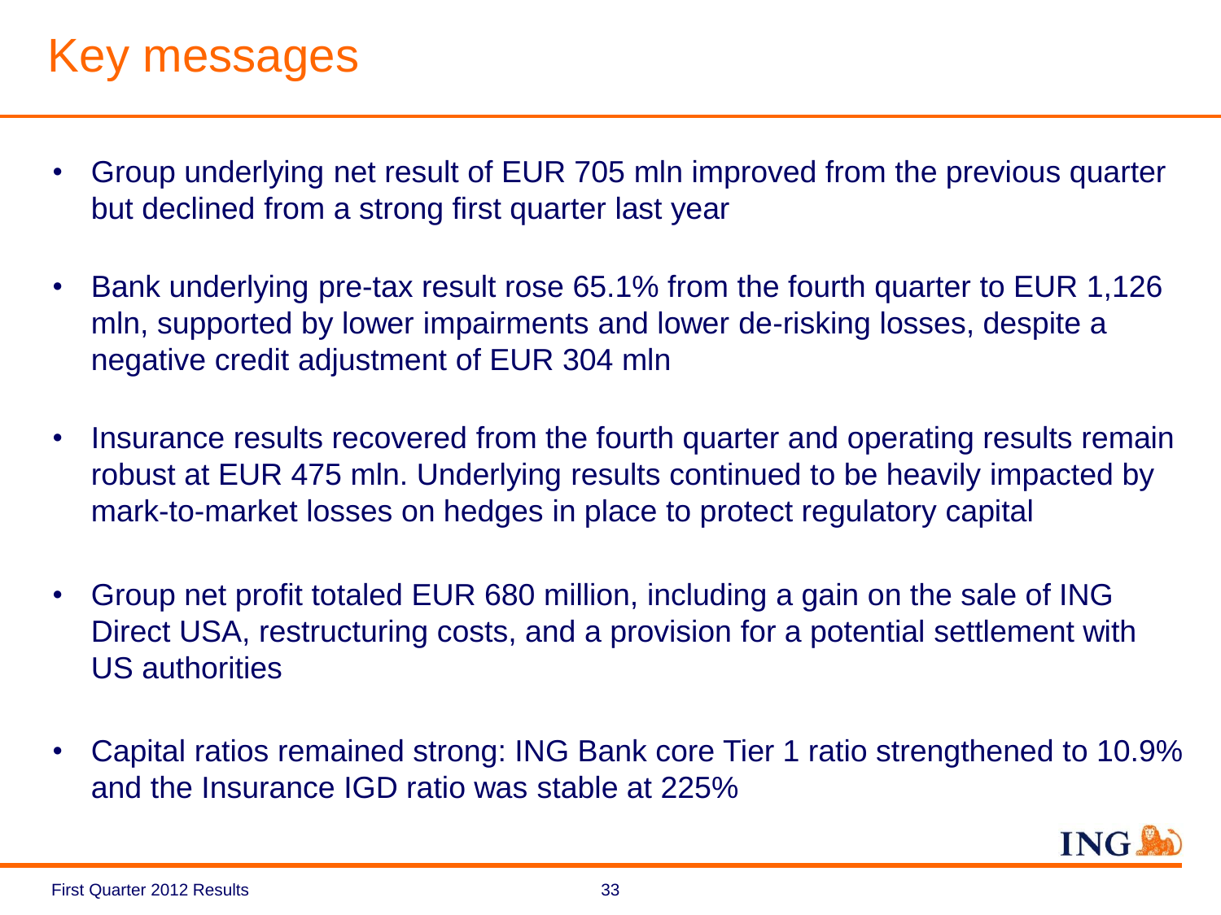# Key messages

- Group underlying net result of EUR 705 mln improved from the previous quarter but declined from a strong first quarter last year
- Bank underlying pre-tax result rose 65.1% from the fourth quarter to EUR 1,126 mln, supported by lower impairments and lower de-risking losses, despite a negative credit adjustment of EUR 304 mln
- Insurance results recovered from the fourth quarter and operating results remain robust at EUR 475 mln. Underlying results continued to be heavily impacted by mark-to-market losses on hedges in place to protect regulatory capital
- Group net profit totaled EUR 680 million, including a gain on the sale of ING Direct USA, restructuring costs, and a provision for a potential settlement with US authorities
- Capital ratios remained strong: ING Bank core Tier 1 ratio strengthened to 10.9% and the Insurance IGD ratio was stable at 225%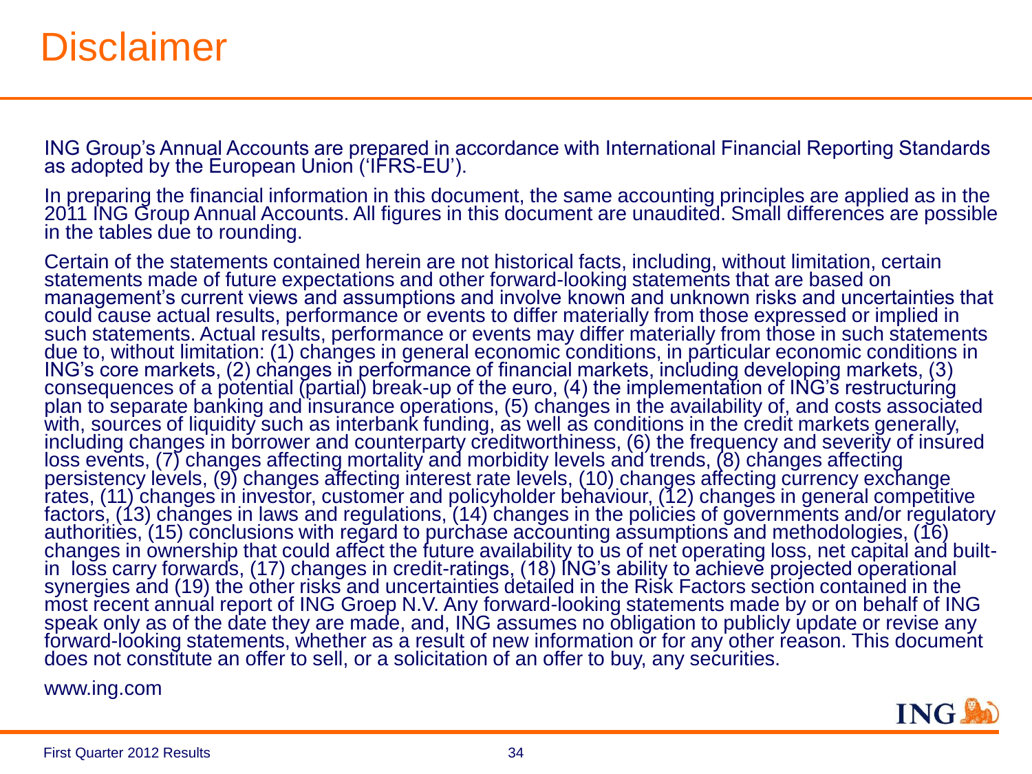# Disclaimer

ING Group’s Annual Accounts are prepared in accordance with International Financial Reporting Standards as adopted by the European Union (‘IFRS-EU’).

In preparing the financial information in this document, the same accounting principles are applied as in the 2011 ING Group Annual Accounts. All figures in this document are unaudited. Small differences are possible in the tables due to rounding.

Certain of the statements contained herein are not historical facts, including, without limitation, certain statements made of future expectations and other forward-looking statements that are based on management’s current views and assumptions and involve known and unknown risks and uncertainties that could cause actual results, performance or events to differ materially from those expressed or implied in such statements. Actual results, performance or events may differ materially from those in such statements due to, without limitation: (1) changes in general economic conditions, in particular economic conditions in ING’s core markets, (2) changes in performance of financial markets, including developing markets, (3) consequences of a potential (partial) break-up of the euro, (4) the implementation of ING’s restructuring plan to separate banking and insurance operations, (5) changes in the availability of, and costs associated with, sources of liquidity such as interbank funding, as well as conditions in the credit markets generally, including changes in borrower and counterparty creditworthiness, (6) the frequency and severity of insured loss events, (7) changes affecting mortality and morbidity levels and trends, (8) changes affecting persistency levels, (9) changes affecting interest rate levels, (10) changes affecting currency exchange rates, (11) changes in investor, customer and policyholder behaviour, (12) changes in general competitive factors, (13) changes in laws and regulations, (14) changes in the policies of governments and/or regulatory authorities, (15) conclusions with regard to purchase accounting assumptions and methodologies, (16) changes in ownership that could affect the future availability to us of net operating loss, net capital and built-in loss carry forwards, (17) changes in credit-ratings, (18) ING’s ability to achieve projected operational synergies and (19) the other risks and uncertainties detailed in the Risk Factors section contained in the most recent annual report of ING Groep N.V. Any forward-looking statements made by or on behalf of ING speak only as of the date they are made, and, ING assumes no obligation to publicly update or revise any forward-looking statements, whether as a result of new information or for any other reason. This document does not constitute an offer to sell, or a solicitation of an offer to buy, any securities.

www.ing.com